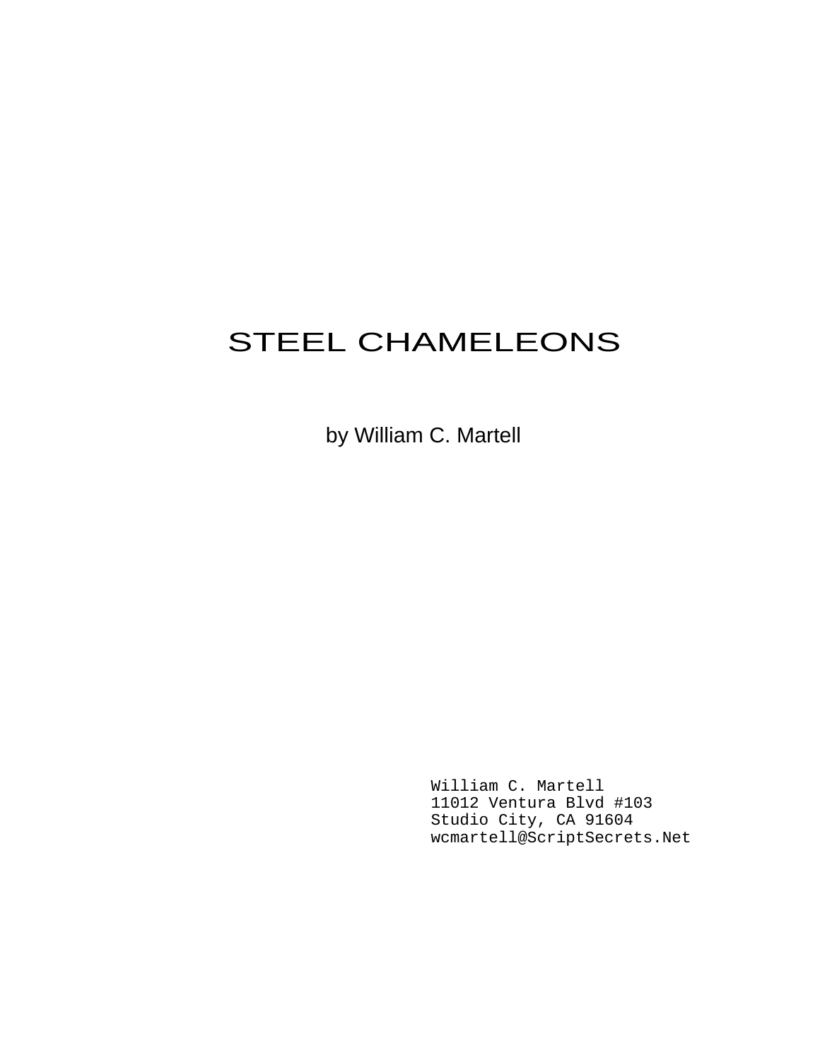# STEEL CHAMELEONS

by William C. Martell

William C. Martell
11012 Ventura Blvd #103
Studio City, CA 91604
wcmartell@ScriptSecrets.Net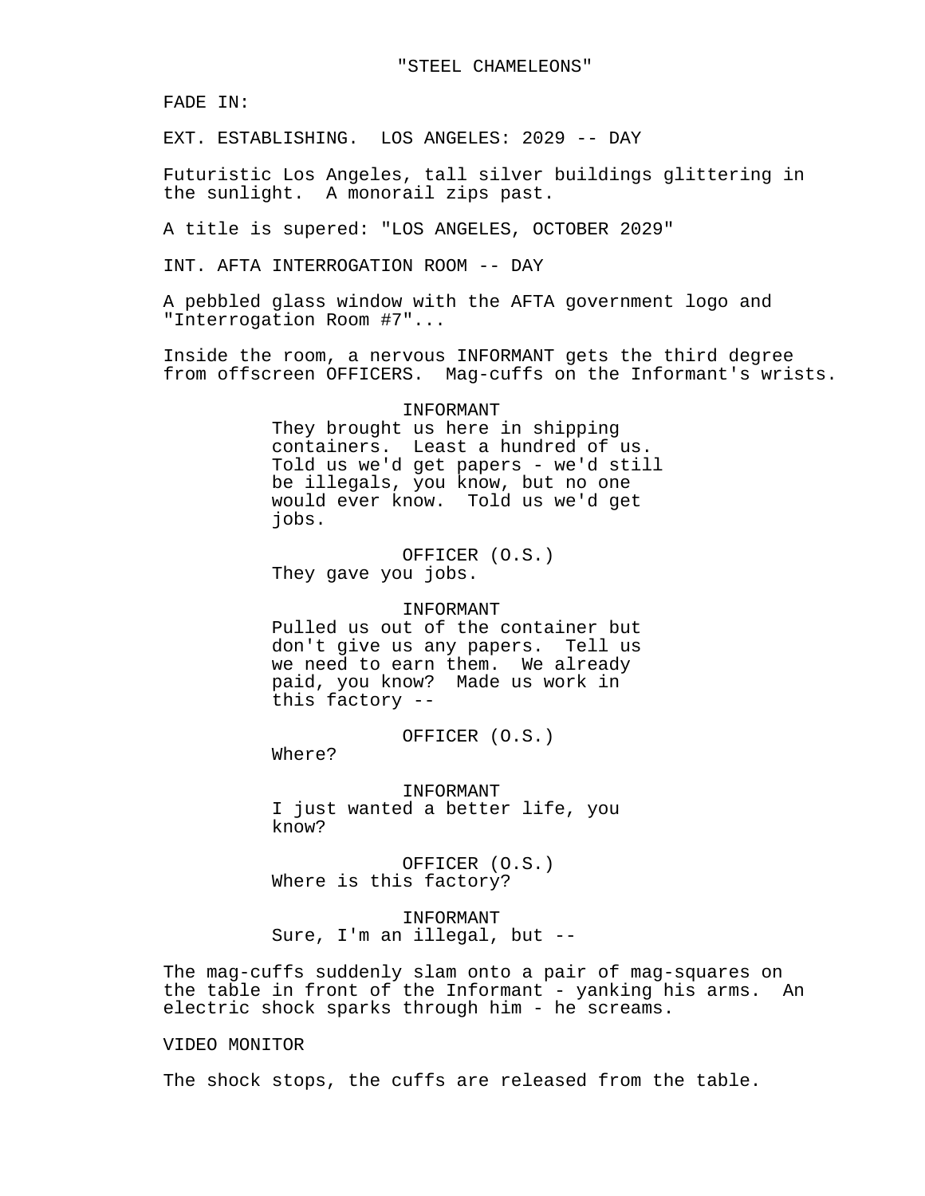"STEEL CHAMELEONS"

FADE IN:

EXT. ESTABLISHING. LOS ANGELES: 2029 -- DAY

Futuristic Los Angeles, tall silver buildings glittering in the sunlight. A monorail zips past.

A title is supered: "LOS ANGELES, OCTOBER 2029"

INT. AFTA INTERROGATION ROOM -- DAY

A pebbled glass window with the AFTA government logo and "Interrogation Room #7"...

Inside the room, a nervous INFORMANT gets the third degree from offscreen OFFICERS. Mag-cuffs on the Informant's wrists.

INFORMANT
They brought us here in shipping containers. Least a hundred of us. Told us we'd get papers - we'd still be illegals, you know, but no one would ever know. Told us we'd get jobs.

OFFICER (O.S.)
They gave you jobs.

INFORMANT
Pulled us out of the container but don't give us any papers. Tell us we need to earn them. We already paid, you know? Made us work in this factory --

OFFICER (O.S.)
Where?

INFORMANT
I just wanted a better life, you know?

OFFICER (O.S.)
Where is this factory?

INFORMANT
Sure, I'm an illegal, but --

The mag-cuffs suddenly slam onto a pair of mag-squares on the table in front of the Informant - yanking his arms. An electric shock sparks through him - he screams.

VIDEO MONITOR

The shock stops, the cuffs are released from the table.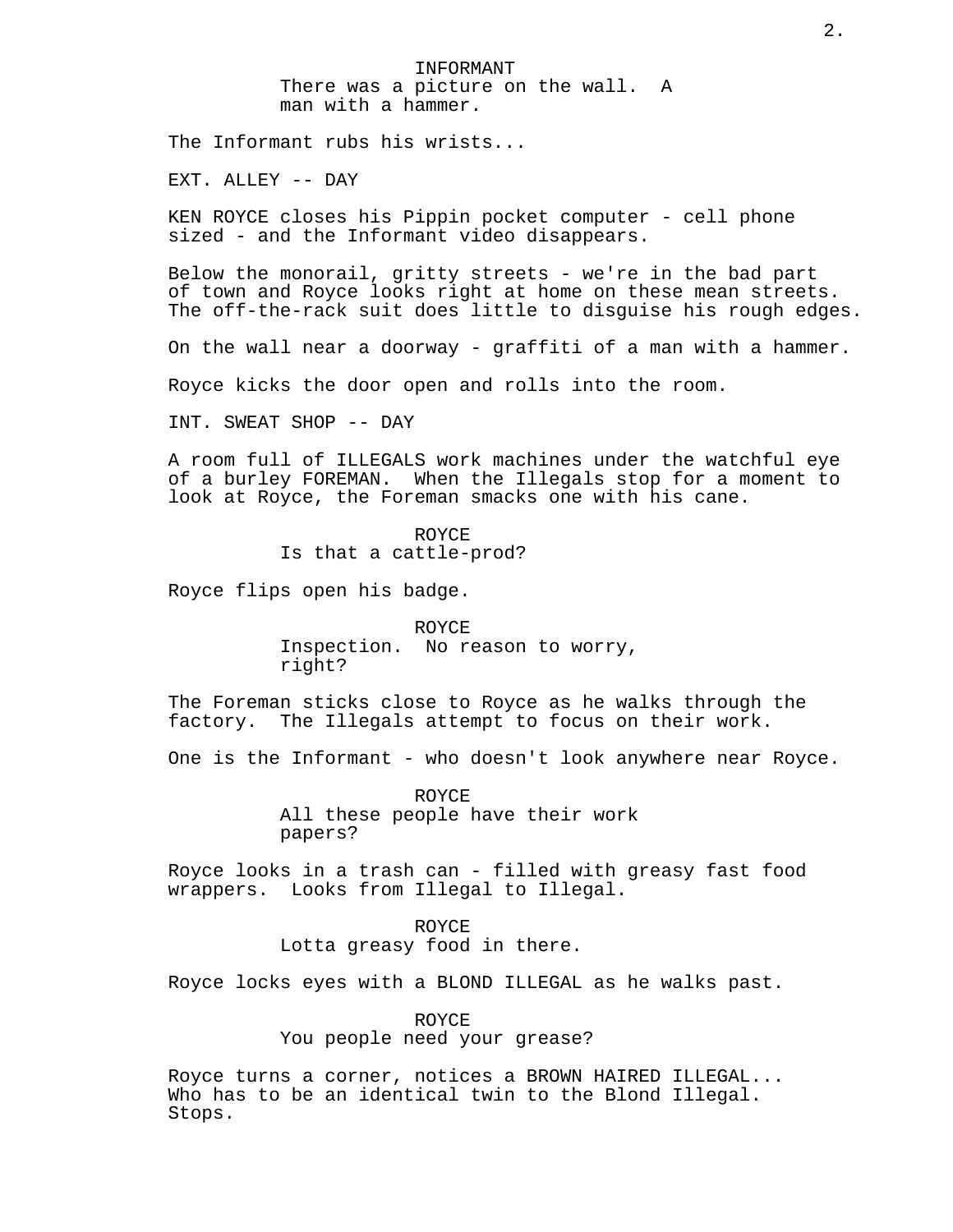INFORMANT
There was a picture on the wall.  A man with a hammer.

The Informant rubs his wrists...

EXT. ALLEY -- DAY

KEN ROYCE closes his Pippin pocket computer - cell phone sized - and the Informant video disappears.

Below the monorail, gritty streets - we're in the bad part of town and Royce looks right at home on these mean streets. The off-the-rack suit does little to disguise his rough edges.

On the wall near a doorway - graffiti of a man with a hammer.

Royce kicks the door open and rolls into the room.

INT. SWEAT SHOP -- DAY

A room full of ILLEGALS work machines under the watchful eye of a burley FOREMAN.  When the Illegals stop for a moment to look at Royce, the Foreman smacks one with his cane.

ROYCE
Is that a cattle-prod?

Royce flips open his badge.

ROYCE
Inspection.  No reason to worry, right?

The Foreman sticks close to Royce as he walks through the factory.  The Illegals attempt to focus on their work.

One is the Informant - who doesn't look anywhere near Royce.

ROYCE
All these people have their work papers?

Royce looks in a trash can - filled with greasy fast food wrappers.  Looks from Illegal to Illegal.

ROYCE
Lotta greasy food in there.

Royce locks eyes with a BLOND ILLEGAL as he walks past.

ROYCE
You people need your grease?

Royce turns a corner, notices a BROWN HAIRED ILLEGAL... Who has to be an identical twin to the Blond Illegal. Stops.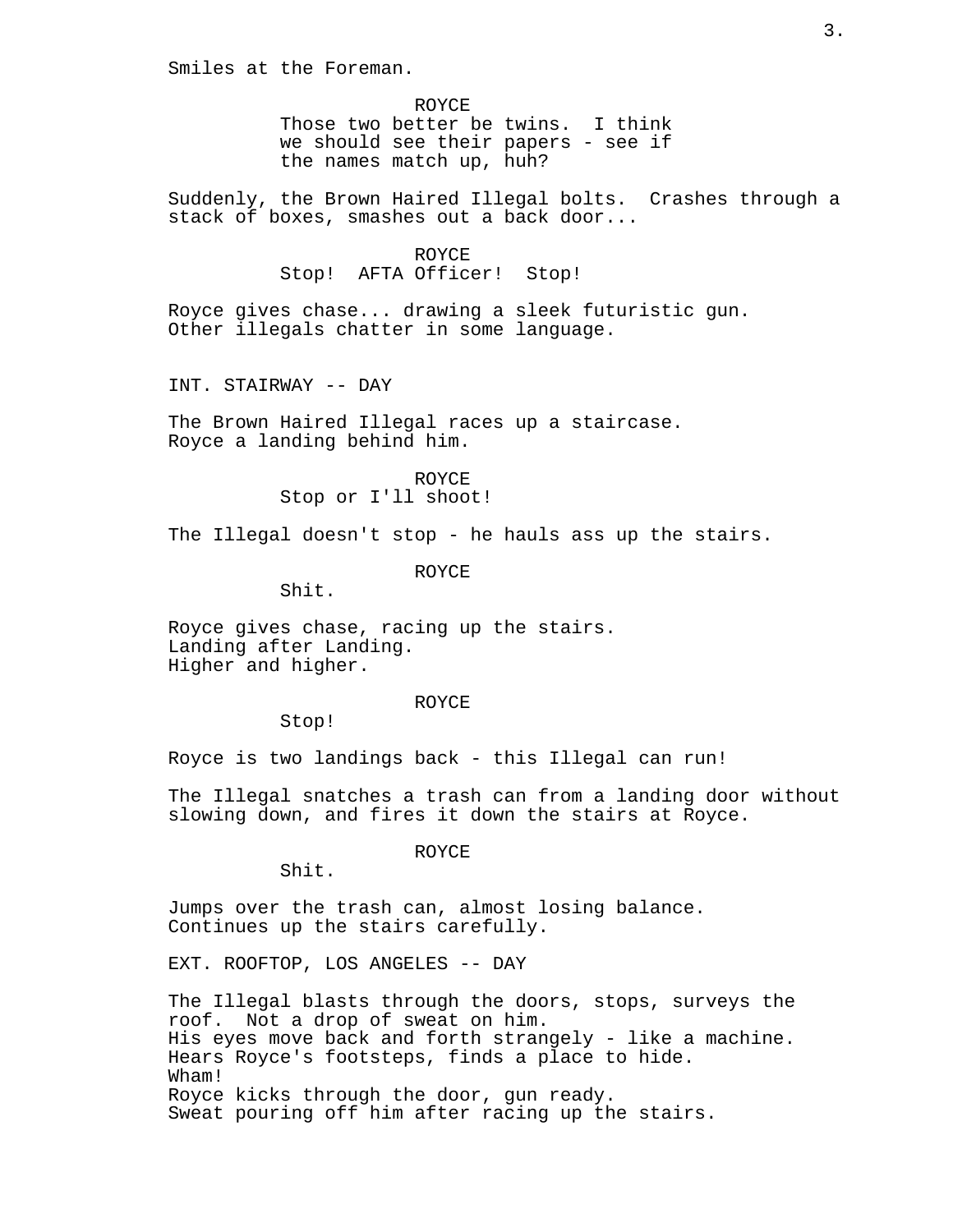Smiles at the Foreman.

ROYCE
Those two better be twins. I think we should see their papers - see if the names match up, huh?

Suddenly, the Brown Haired Illegal bolts. Crashes through a stack of boxes, smashes out a back door...

ROYCE
Stop! AFTA Officer! Stop!

Royce gives chase... drawing a sleek futuristic gun.
Other illegals chatter in some language.

INT. STAIRWAY -- DAY

The Brown Haired Illegal races up a staircase.
Royce a landing behind him.

ROYCE
Stop or I'll shoot!

The Illegal doesn't stop - he hauls ass up the stairs.

ROYCE
Shit.

Royce gives chase, racing up the stairs.
Landing after Landing.
Higher and higher.

ROYCE
Stop!

Royce is two landings back - this Illegal can run!

The Illegal snatches a trash can from a landing door without slowing down, and fires it down the stairs at Royce.

ROYCE
Shit.

Jumps over the trash can, almost losing balance.
Continues up the stairs carefully.

EXT. ROOFTOP, LOS ANGELES -- DAY

The Illegal blasts through the doors, stops, surveys the roof. Not a drop of sweat on him.
His eyes move back and forth strangely - like a machine.
Hears Royce's footsteps, finds a place to hide.
Wham!
Royce kicks through the door, gun ready.
Sweat pouring off him after racing up the stairs.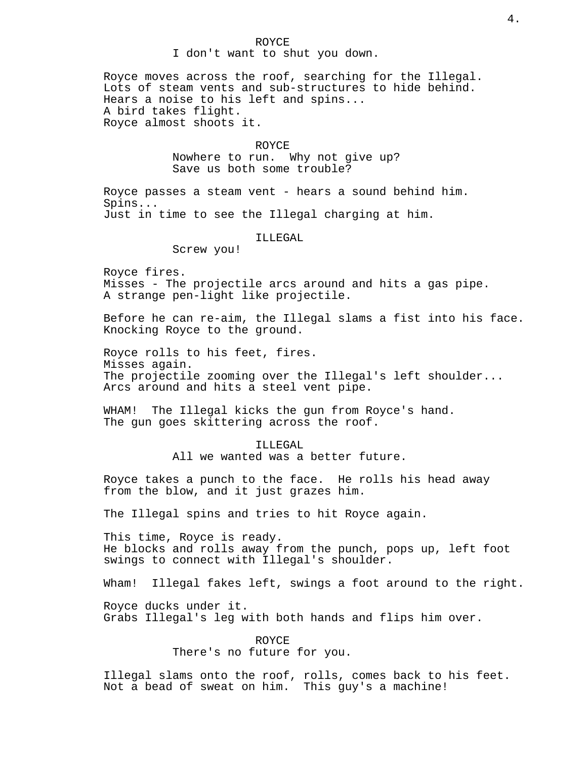ROYCE
I don't want to shut you down.

Royce moves across the roof, searching for the Illegal.
Lots of steam vents and sub-structures to hide behind.
Hears a noise to his left and spins...
A bird takes flight.
Royce almost shoots it.

ROYCE
Nowhere to run. Why not give up?
Save us both some trouble?

Royce passes a steam vent - hears a sound behind him.
Spins...
Just in time to see the Illegal charging at him.

ILLEGAL
Screw you!

Royce fires.
Misses - The projectile arcs around and hits a gas pipe.
A strange pen-light like projectile.

Before he can re-aim, the Illegal slams a fist into his face.
Knocking Royce to the ground.

Royce rolls to his feet, fires.
Misses again.
The projectile zooming over the Illegal's left shoulder...
Arcs around and hits a steel vent pipe.

WHAM! The Illegal kicks the gun from Royce's hand.
The gun goes skittering across the roof.

ILLEGAL
All we wanted was a better future.

Royce takes a punch to the face. He rolls his head away
from the blow, and it just grazes him.

The Illegal spins and tries to hit Royce again.

This time, Royce is ready.
He blocks and rolls away from the punch, pops up, left foot
swings to connect with Illegal's shoulder.

Wham! Illegal fakes left, swings a foot around to the right.

Royce ducks under it.
Grabs Illegal's leg with both hands and flips him over.

ROYCE
There's no future for you.

Illegal slams onto the roof, rolls, comes back to his feet.
Not a bead of sweat on him. This guy's a machine!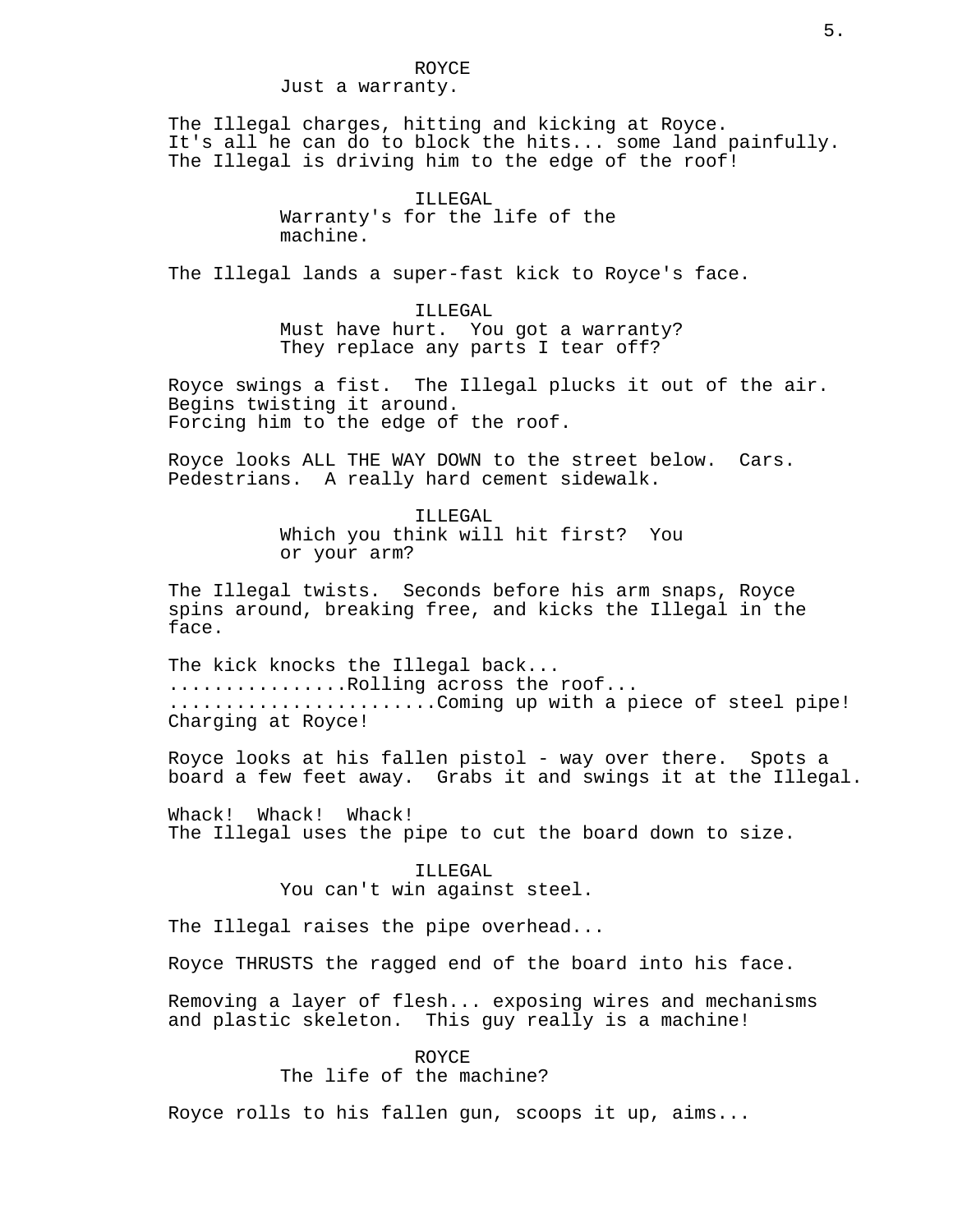ROYCE
Just a warranty.

The Illegal charges, hitting and kicking at Royce. It's all he can do to block the hits... some land painfully. The Illegal is driving him to the edge of the roof!

ILLEGAL
Warranty's for the life of the machine.

The Illegal lands a super-fast kick to Royce's face.

ILLEGAL
Must have hurt. You got a warranty? They replace any parts I tear off?

Royce swings a fist. The Illegal plucks it out of the air. Begins twisting it around.
Forcing him to the edge of the roof.

Royce looks ALL THE WAY DOWN to the street below. Cars. Pedestrians. A really hard cement sidewalk.

ILLEGAL
Which you think will hit first? You or your arm?

The Illegal twists. Seconds before his arm snaps, Royce spins around, breaking free, and kicks the Illegal in the face.

The kick knocks the Illegal back...
................Rolling across the roof...
.......................Coming up with a piece of steel pipe!
Charging at Royce!

Royce looks at his fallen pistol - way over there. Spots a board a few feet away. Grabs it and swings it at the Illegal.

Whack! Whack! Whack!
The Illegal uses the pipe to cut the board down to size.

ILLEGAL
You can't win against steel.

The Illegal raises the pipe overhead...

Royce THRUSTS the ragged end of the board into his face.

Removing a layer of flesh... exposing wires and mechanisms and plastic skeleton. This guy really is a machine!

ROYCE
The life of the machine?

Royce rolls to his fallen gun, scoops it up, aims...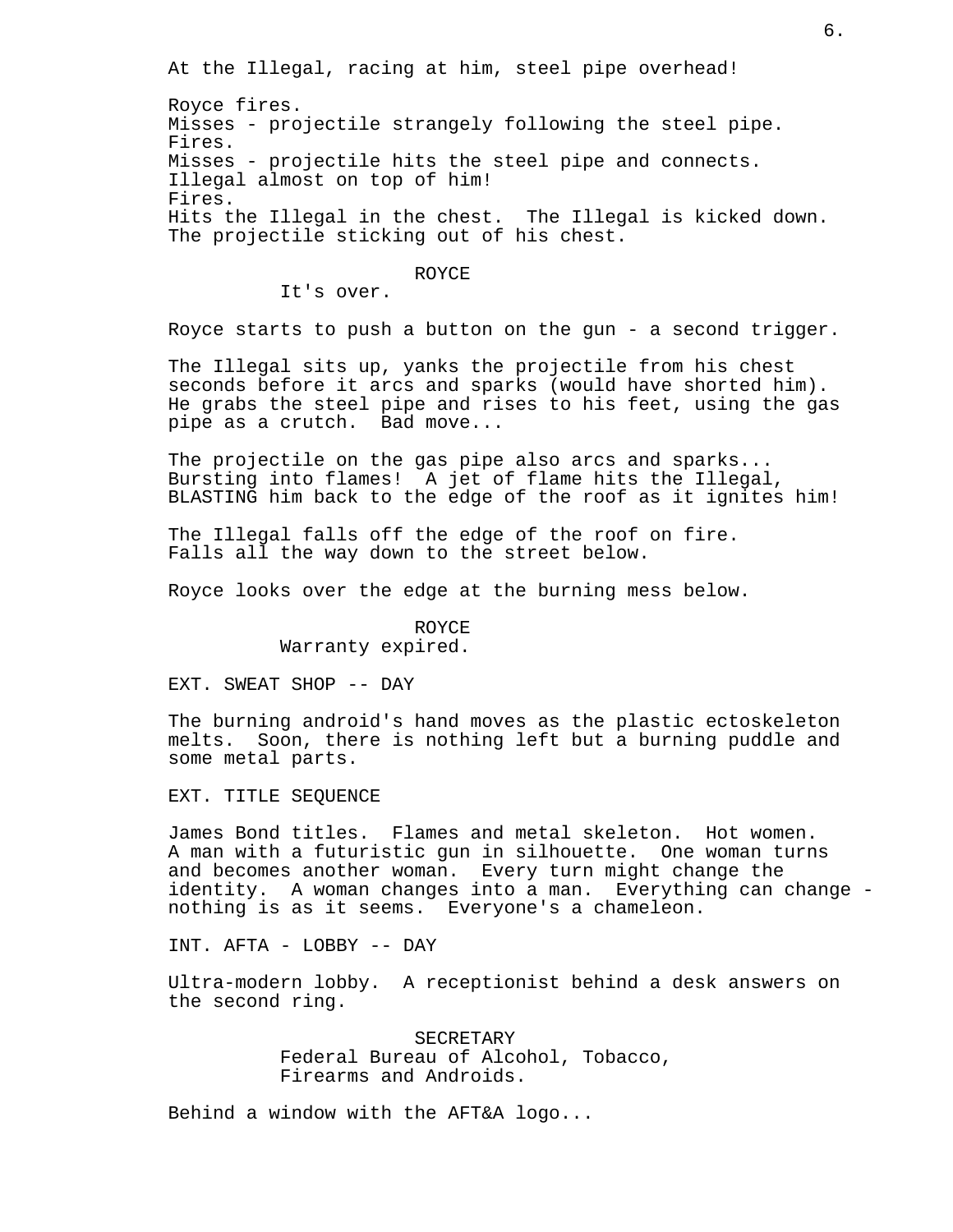At the Illegal, racing at him, steel pipe overhead!

Royce fires.
Misses - projectile strangely following the steel pipe.
Fires.
Misses - projectile hits the steel pipe and connects.
Illegal almost on top of him!
Fires.
Hits the Illegal in the chest. The Illegal is kicked down.
The projectile sticking out of his chest.

ROYCE
It's over.

Royce starts to push a button on the gun - a second trigger.

The Illegal sits up, yanks the projectile from his chest seconds before it arcs and sparks (would have shorted him). He grabs the steel pipe and rises to his feet, using the gas pipe as a crutch. Bad move...

The projectile on the gas pipe also arcs and sparks... Bursting into flames! A jet of flame hits the Illegal, BLASTING him back to the edge of the roof as it ignites him!

The Illegal falls off the edge of the roof on fire. Falls all the way down to the street below.

Royce looks over the edge at the burning mess below.

ROYCE
Warranty expired.

EXT. SWEAT SHOP -- DAY

The burning android's hand moves as the plastic ectoskeleton melts. Soon, there is nothing left but a burning puddle and some metal parts.

EXT. TITLE SEQUENCE

James Bond titles. Flames and metal skeleton. Hot women. A man with a futuristic gun in silhouette. One woman turns and becomes another woman. Every turn might change the identity. A woman changes into a man. Everything can change - nothing is as it seems. Everyone's a chameleon.

INT. AFTA - LOBBY -- DAY

Ultra-modern lobby. A receptionist behind a desk answers on the second ring.

SECRETARY
Federal Bureau of Alcohol, Tobacco, Firearms and Androids.

Behind a window with the AFT&A logo...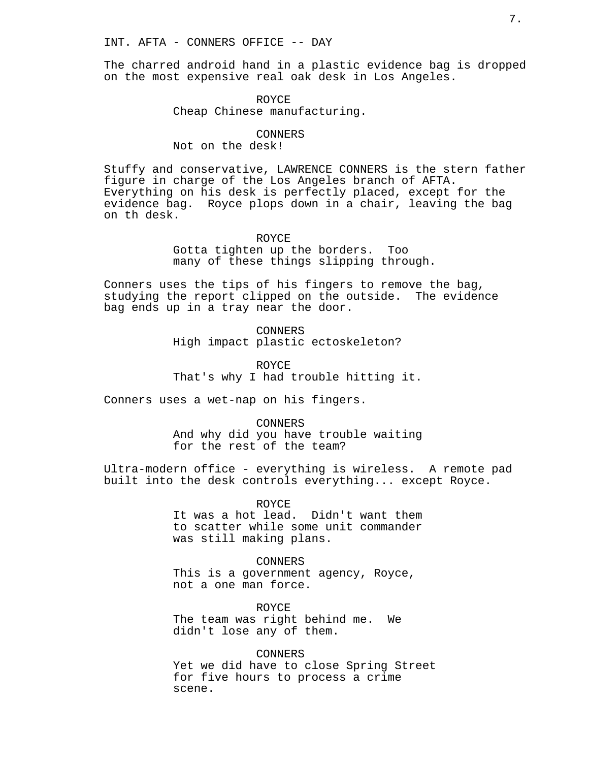INT. AFTA - CONNERS OFFICE -- DAY

The charred android hand in a plastic evidence bag is dropped on the most expensive real oak desk in Los Angeles.

ROYCE
Cheap Chinese manufacturing.

CONNERS
Not on the desk!

Stuffy and conservative, LAWRENCE CONNERS is the stern father figure in charge of the Los Angeles branch of AFTA. Everything on his desk is perfectly placed, except for the evidence bag. Royce plops down in a chair, leaving the bag on th desk.

ROYCE
Gotta tighten up the borders. Too many of these things slipping through.

Conners uses the tips of his fingers to remove the bag, studying the report clipped on the outside. The evidence bag ends up in a tray near the door.

CONNERS
High impact plastic ectoskeleton?

ROYCE
That's why I had trouble hitting it.

Conners uses a wet-nap on his fingers.

CONNERS
And why did you have trouble waiting for the rest of the team?

Ultra-modern office - everything is wireless. A remote pad built into the desk controls everything... except Royce.

ROYCE
It was a hot lead. Didn't want them to scatter while some unit commander was still making plans.

CONNERS
This is a government agency, Royce, not a one man force.

ROYCE
The team was right behind me. We didn't lose any of them.

CONNERS
Yet we did have to close Spring Street for five hours to process a crime scene.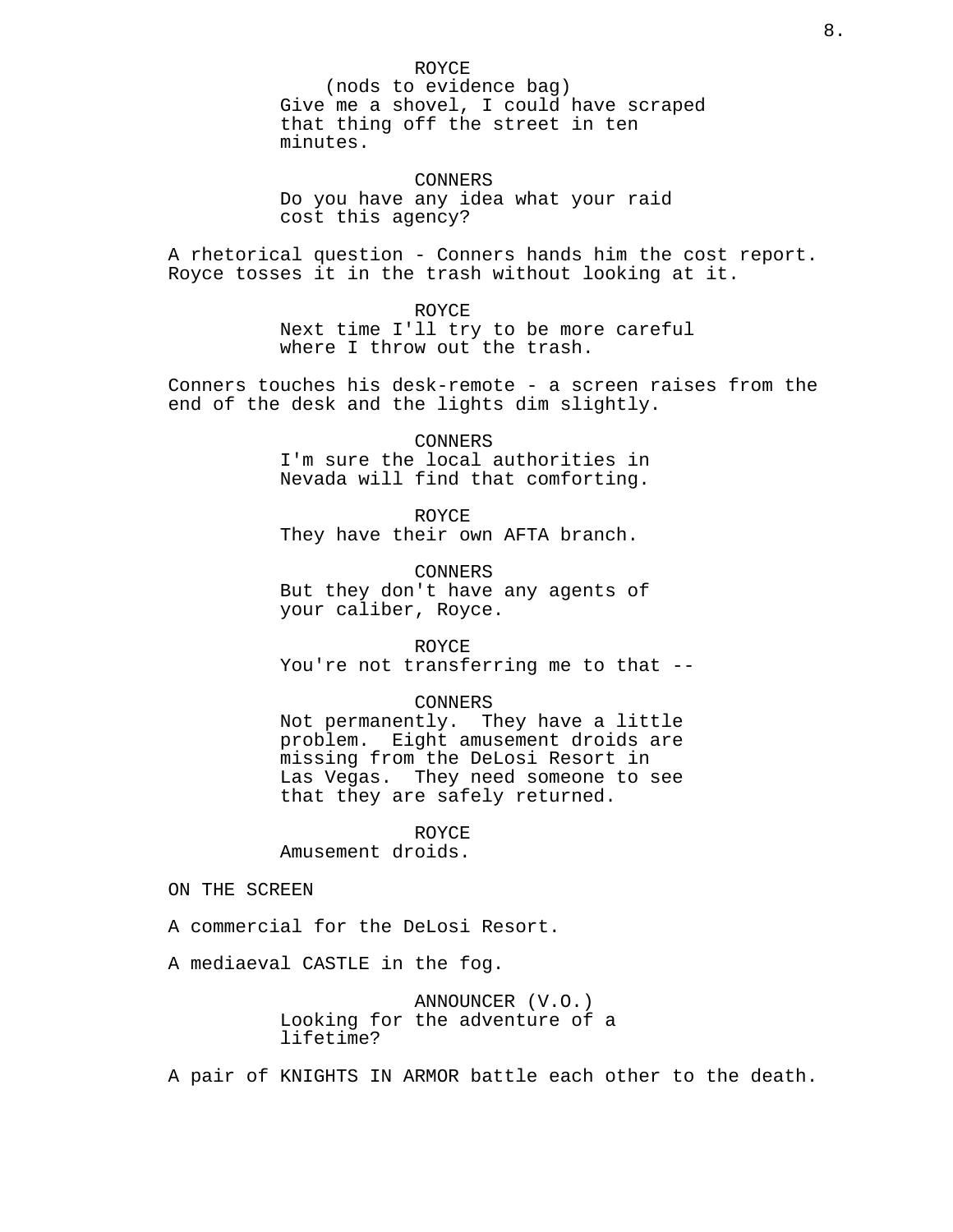ROYCE
(nods to evidence bag)
Give me a shovel, I could have scraped that thing off the street in ten minutes.

CONNERS
Do you have any idea what your raid cost this agency?

A rhetorical question - Conners hands him the cost report. Royce tosses it in the trash without looking at it.

ROYCE
Next time I'll try to be more careful where I throw out the trash.

Conners touches his desk-remote - a screen raises from the end of the desk and the lights dim slightly.

CONNERS
I'm sure the local authorities in Nevada will find that comforting.

ROYCE
They have their own AFTA branch.

CONNERS
But they don't have any agents of your caliber, Royce.

ROYCE
You're not transferring me to that --

CONNERS
Not permanently. They have a little problem. Eight amusement droids are missing from the DeLosi Resort in Las Vegas. They need someone to see that they are safely returned.

ROYCE
Amusement droids.

ON THE SCREEN

A commercial for the DeLosi Resort.

A mediaeval CASTLE in the fog.

ANNOUNCER (V.O.)
Looking for the adventure of a lifetime?

A pair of KNIGHTS IN ARMOR battle each other to the death.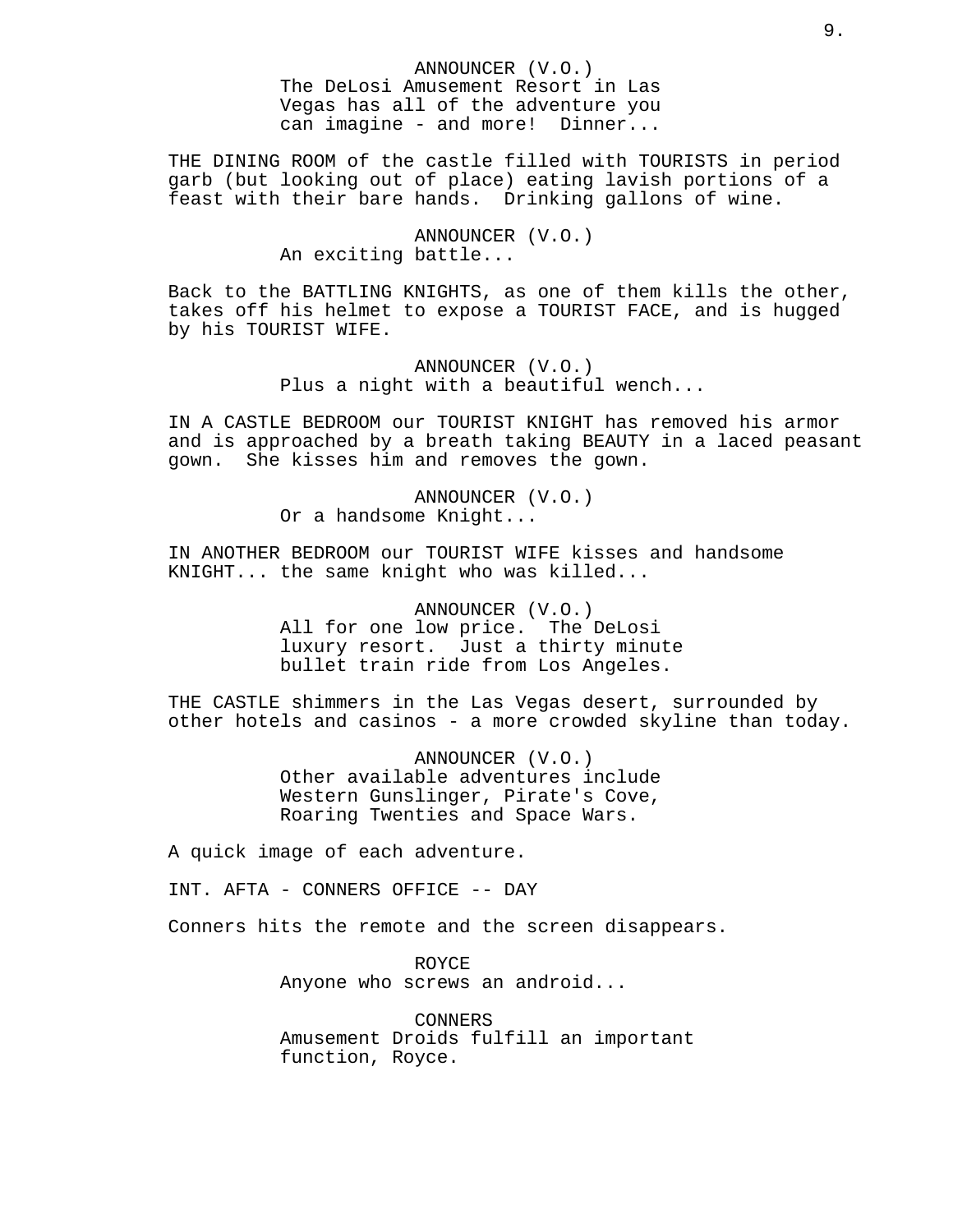ANNOUNCER (V.O.)
The DeLosi Amusement Resort in Las Vegas has all of the adventure you can imagine - and more!  Dinner...

THE DINING ROOM of the castle filled with TOURISTS in period garb (but looking out of place) eating lavish portions of a feast with their bare hands.  Drinking gallons of wine.

ANNOUNCER (V.O.)
An exciting battle...

Back to the BATTLING KNIGHTS, as one of them kills the other, takes off his helmet to expose a TOURIST FACE, and is hugged by his TOURIST WIFE.

ANNOUNCER (V.O.)
Plus a night with a beautiful wench...

IN A CASTLE BEDROOM our TOURIST KNIGHT has removed his armor and is approached by a breath taking BEAUTY in a laced peasant gown.  She kisses him and removes the gown.

ANNOUNCER (V.O.)
Or a handsome Knight...

IN ANOTHER BEDROOM our TOURIST WIFE kisses and handsome KNIGHT... the same knight who was killed...

ANNOUNCER (V.O.)
All for one low price.  The DeLosi luxury resort.  Just a thirty minute bullet train ride from Los Angeles.

THE CASTLE shimmers in the Las Vegas desert, surrounded by other hotels and casinos - a more crowded skyline than today.

ANNOUNCER (V.O.)
Other available adventures include Western Gunslinger, Pirate's Cove, Roaring Twenties and Space Wars.

A quick image of each adventure.

INT. AFTA - CONNERS OFFICE -- DAY

Conners hits the remote and the screen disappears.

ROYCE
Anyone who screws an android...

CONNERS
Amusement Droids fulfill an important function, Royce.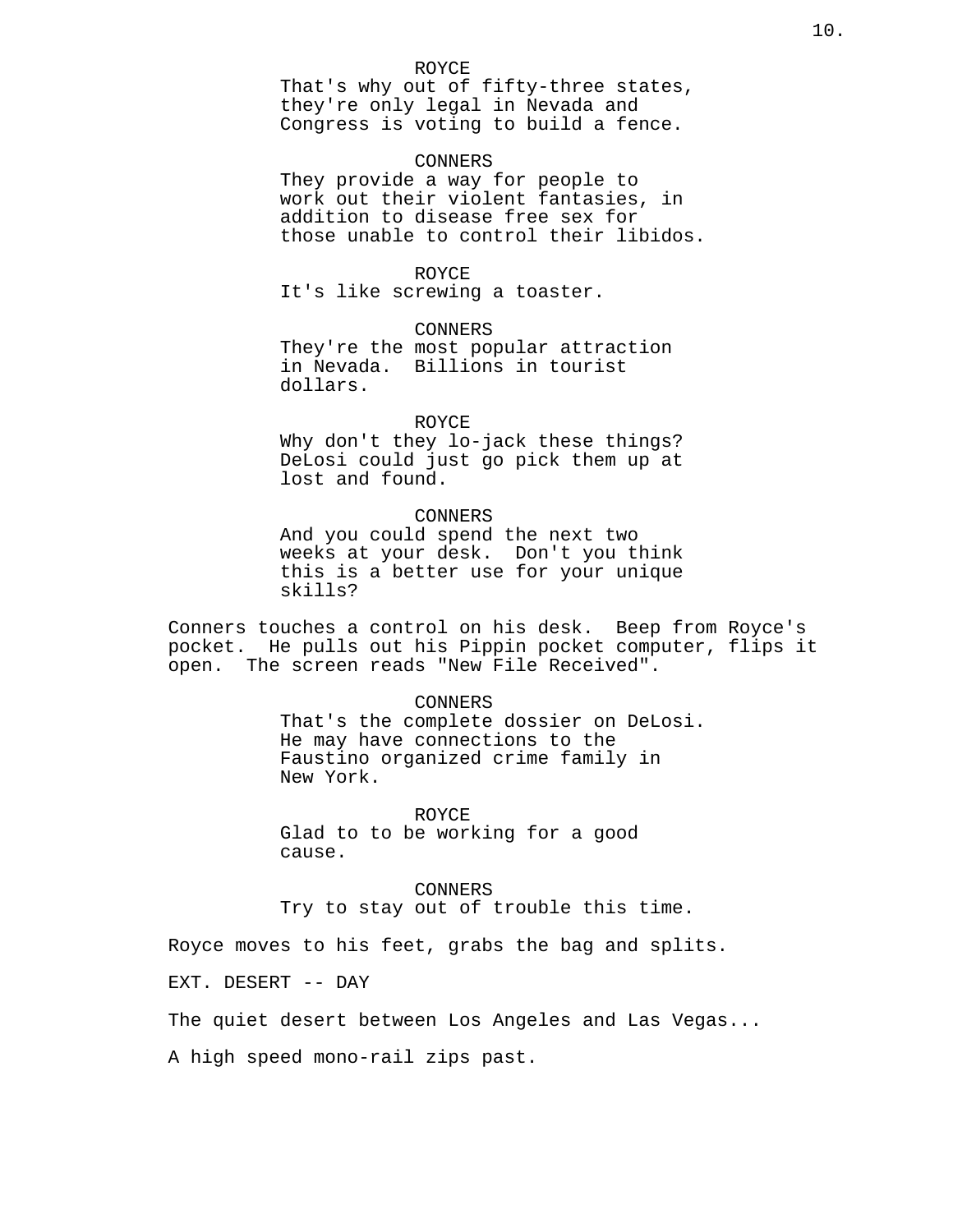ROYCE
That's why out of fifty-three states, they're only legal in Nevada and Congress is voting to build a fence.

CONNERS
They provide a way for people to work out their violent fantasies, in addition to disease free sex for those unable to control their libidos.

ROYCE
It's like screwing a toaster.

CONNERS
They're the most popular attraction in Nevada. Billions in tourist dollars.

ROYCE
Why don't they lo-jack these things? DeLosi could just go pick them up at lost and found.

CONNERS
And you could spend the next two weeks at your desk. Don't you think this is a better use for your unique skills?

Conners touches a control on his desk. Beep from Royce's pocket. He pulls out his Pippin pocket computer, flips it open. The screen reads "New File Received".

CONNERS
That's the complete dossier on DeLosi. He may have connections to the Faustino organized crime family in New York.

ROYCE
Glad to to be working for a good cause.

CONNERS
Try to stay out of trouble this time.

Royce moves to his feet, grabs the bag and splits.

EXT. DESERT -- DAY

The quiet desert between Los Angeles and Las Vegas...

A high speed mono-rail zips past.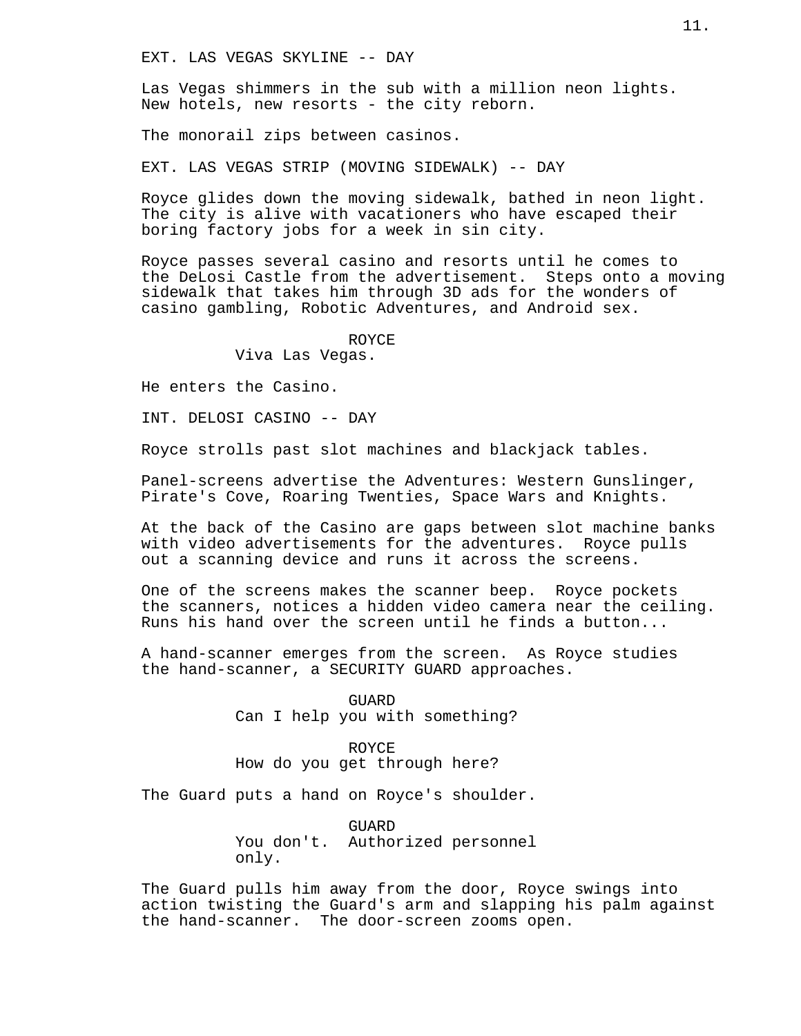EXT. LAS VEGAS SKYLINE -- DAY

Las Vegas shimmers in the sub with a million neon lights. New hotels, new resorts - the city reborn.

The monorail zips between casinos.

EXT. LAS VEGAS STRIP (MOVING SIDEWALK) -- DAY

Royce glides down the moving sidewalk, bathed in neon light. The city is alive with vacationers who have escaped their boring factory jobs for a week in sin city.

Royce passes several casino and resorts until he comes to the DeLosi Castle from the advertisement. Steps onto a moving sidewalk that takes him through 3D ads for the wonders of casino gambling, Robotic Adventures, and Android sex.

ROYCE
Viva Las Vegas.

He enters the Casino.

INT. DELOSI CASINO -- DAY

Royce strolls past slot machines and blackjack tables.

Panel-screens advertise the Adventures: Western Gunslinger, Pirate's Cove, Roaring Twenties, Space Wars and Knights.

At the back of the Casino are gaps between slot machine banks with video advertisements for the adventures. Royce pulls out a scanning device and runs it across the screens.

One of the screens makes the scanner beep. Royce pockets the scanners, notices a hidden video camera near the ceiling. Runs his hand over the screen until he finds a button...

A hand-scanner emerges from the screen. As Royce studies the hand-scanner, a SECURITY GUARD approaches.

GUARD
Can I help you with something?

ROYCE
How do you get through here?

The Guard puts a hand on Royce's shoulder.

GUARD
You don't. Authorized personnel only.

The Guard pulls him away from the door, Royce swings into action twisting the Guard's arm and slapping his palm against the hand-scanner. The door-screen zooms open.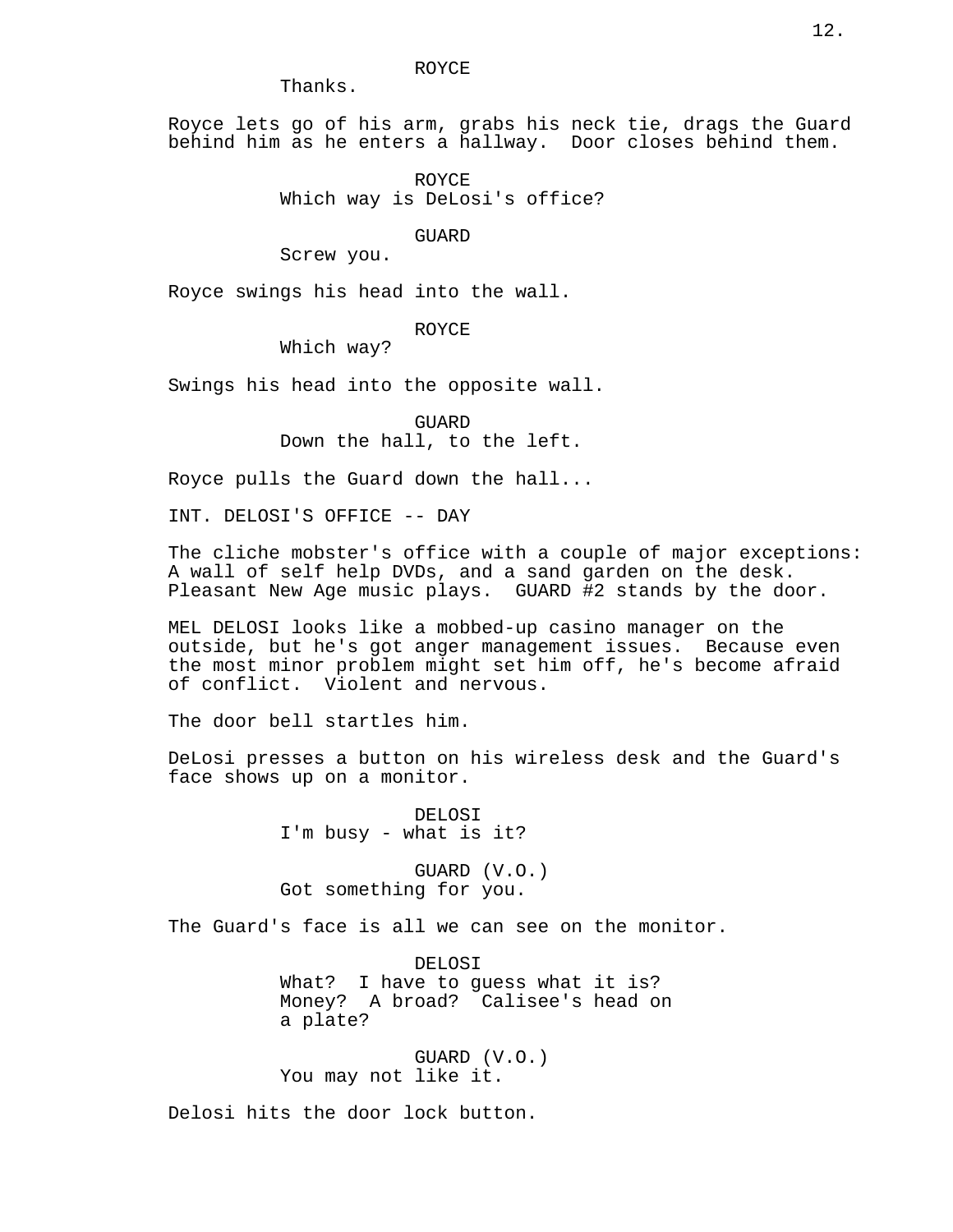ROYCE
Thanks.

Royce lets go of his arm, grabs his neck tie, drags the Guard behind him as he enters a hallway. Door closes behind them.

ROYCE
Which way is DeLosi's office?

GUARD
Screw you.

Royce swings his head into the wall.

ROYCE
Which way?

Swings his head into the opposite wall.

GUARD
Down the hall, to the left.

Royce pulls the Guard down the hall...

INT. DELOSI'S OFFICE -- DAY

The cliche mobster's office with a couple of major exceptions: A wall of self help DVDs, and a sand garden on the desk. Pleasant New Age music plays. GUARD #2 stands by the door.

MEL DELOSI looks like a mobbed-up casino manager on the outside, but he's got anger management issues. Because even the most minor problem might set him off, he's become afraid of conflict. Violent and nervous.

The door bell startles him.

DeLosi presses a button on his wireless desk and the Guard's face shows up on a monitor.

DELOSI
I'm busy - what is it?

GUARD (V.O.)
Got something for you.

The Guard's face is all we can see on the monitor.

DELOSI
What? I have to guess what it is? Money? A broad? Calisee's head on a plate?

GUARD (V.O.)
You may not like it.

Delosi hits the door lock button.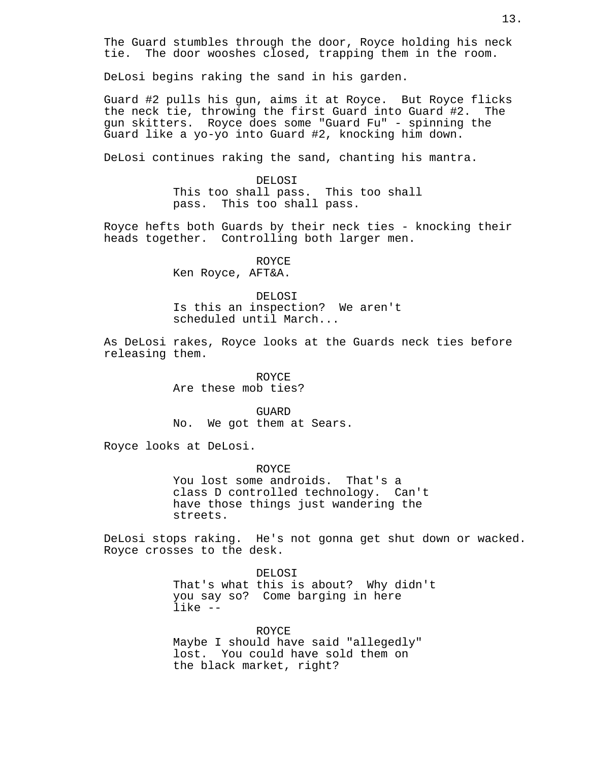The Guard stumbles through the door, Royce holding his neck tie. The door wooshes closed, trapping them in the room.

DeLosi begins raking the sand in his garden.

Guard #2 pulls his gun, aims it at Royce. But Royce flicks the neck tie, throwing the first Guard into Guard #2. The gun skitters. Royce does some "Guard Fu" - spinning the Guard like a yo-yo into Guard #2, knocking him down.

DeLosi continues raking the sand, chanting his mantra.

DELOSI
This too shall pass. This too shall pass. This too shall pass.

Royce hefts both Guards by their neck ties - knocking their heads together. Controlling both larger men.

ROYCE
Ken Royce, AFT&A.

DELOSI
Is this an inspection? We aren't scheduled until March...

As DeLosi rakes, Royce looks at the Guards neck ties before releasing them.

ROYCE
Are these mob ties?

GUARD
No. We got them at Sears.

Royce looks at DeLosi.

ROYCE
You lost some androids. That's a class D controlled technology. Can't have those things just wandering the streets.

DeLosi stops raking. He's not gonna get shut down or wacked. Royce crosses to the desk.

DELOSI
That's what this is about? Why didn't you say so? Come barging in here like --

ROYCE
Maybe I should have said "allegedly" lost. You could have sold them on the black market, right?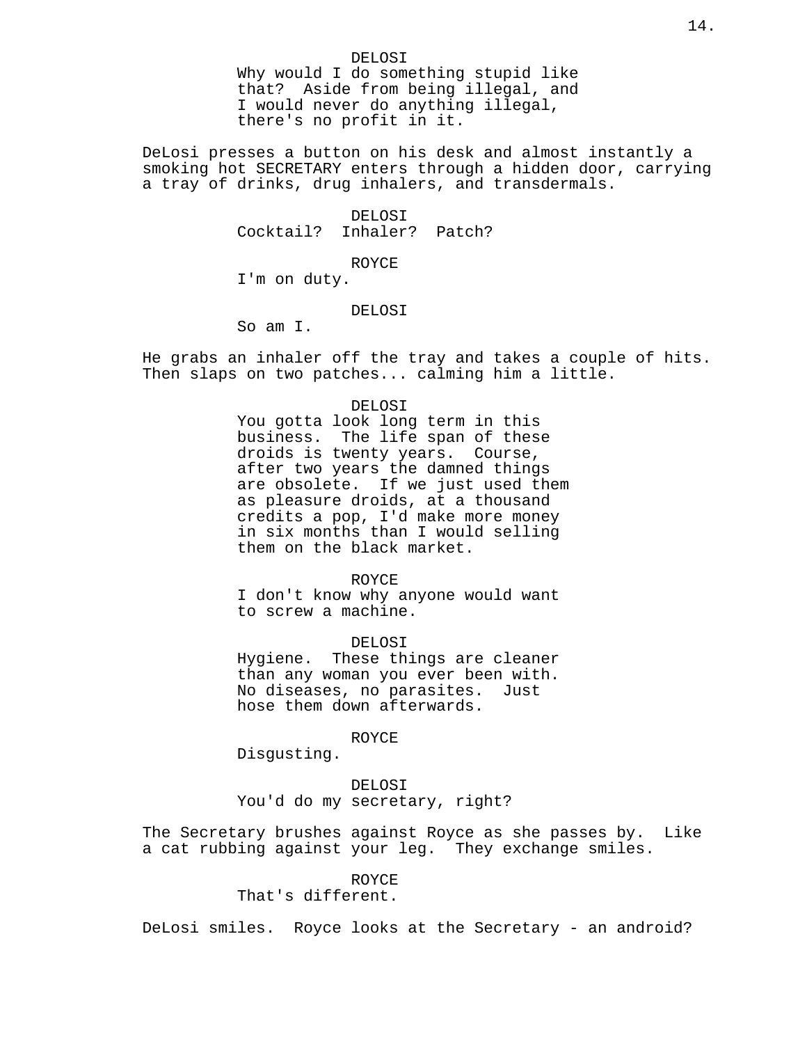DELOSI
Why would I do something stupid like that?  Aside from being illegal, and I would never do anything illegal, there's no profit in it.

DeLosi presses a button on his desk and almost instantly a smoking hot SECRETARY enters through a hidden door, carrying a tray of drinks, drug inhalers, and transdermals.

DELOSI
Cocktail?  Inhaler?  Patch?

ROYCE
I'm on duty.

DELOSI
So am I.

He grabs an inhaler off the tray and takes a couple of hits. Then slaps on two patches... calming him a little.

DELOSI
You gotta look long term in this business.  The life span of these droids is twenty years.  Course, after two years the damned things are obsolete.  If we just used them as pleasure droids, at a thousand credits a pop, I'd make more money in six months than I would selling them on the black market.

ROYCE
I don't know why anyone would want to screw a machine.

DELOSI
Hygiene.  These things are cleaner than any woman you ever been with. No diseases, no parasites.  Just hose them down afterwards.

ROYCE
Disgusting.

DELOSI
You'd do my secretary, right?

The Secretary brushes against Royce as she passes by.  Like a cat rubbing against your leg.  They exchange smiles.

ROYCE
That's different.

DeLosi smiles.  Royce looks at the Secretary - an android?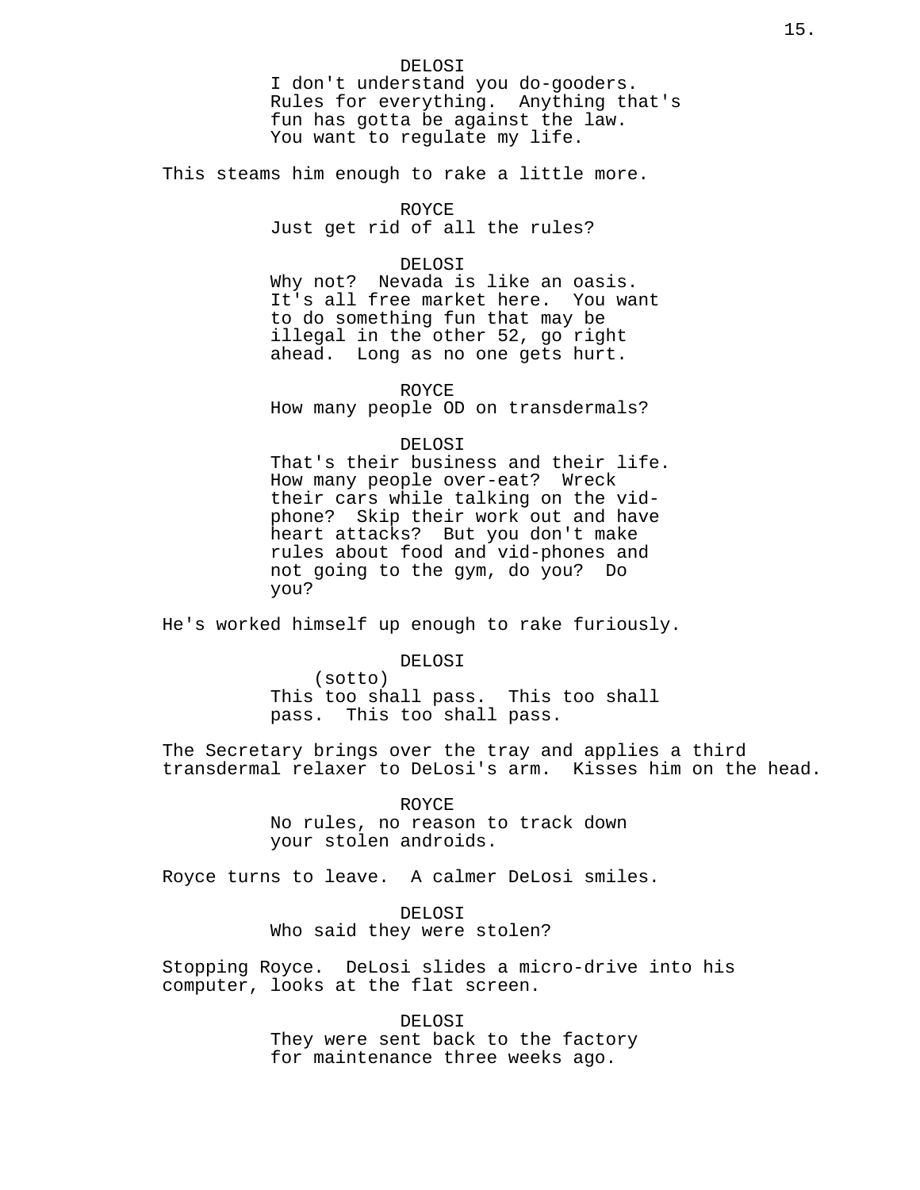DELOSI
I don't understand you do-gooders. Rules for everything. Anything that's fun has gotta be against the law. You want to regulate my life.

This steams him enough to rake a little more.

ROYCE
Just get rid of all the rules?

DELOSI
Why not? Nevada is like an oasis. It's all free market here. You want to do something fun that may be illegal in the other 52, go right ahead. Long as no one gets hurt.

ROYCE
How many people OD on transdermals?

DELOSI
That's their business and their life. How many people over-eat? Wreck their cars while talking on the vid-phone? Skip their work out and have heart attacks? But you don't make rules about food and vid-phones and not going to the gym, do you? Do you?

He's worked himself up enough to rake furiously.

DELOSI
(sotto)
This too shall pass. This too shall pass. This too shall pass.

The Secretary brings over the tray and applies a third transdermal relaxer to DeLosi's arm. Kisses him on the head.

ROYCE
No rules, no reason to track down your stolen androids.

Royce turns to leave. A calmer DeLosi smiles.

DELOSI
Who said they were stolen?

Stopping Royce. DeLosi slides a micro-drive into his computer, looks at the flat screen.

DELOSI
They were sent back to the factory for maintenance three weeks ago.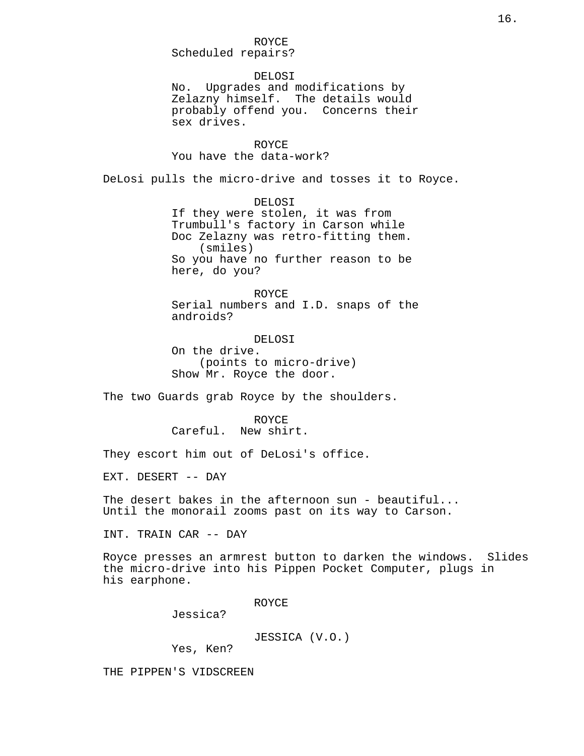ROYCE
Scheduled repairs?

DELOSI
No. Upgrades and modifications by Zelazny himself. The details would probably offend you. Concerns their sex drives.

ROYCE
You have the data-work?

DeLosi pulls the micro-drive and tosses it to Royce.

DELOSI
If they were stolen, it was from Trumbull's factory in Carson while Doc Zelazny was retro-fitting them.
(smiles)
So you have no further reason to be here, do you?

ROYCE
Serial numbers and I.D. snaps of the androids?

DELOSI
On the drive.
(points to micro-drive)
Show Mr. Royce the door.

The two Guards grab Royce by the shoulders.

ROYCE
Careful. New shirt.

They escort him out of DeLosi's office.

EXT. DESERT -- DAY

The desert bakes in the afternoon sun - beautiful...
Until the monorail zooms past on its way to Carson.

INT. TRAIN CAR -- DAY

Royce presses an armrest button to darken the windows. Slides the micro-drive into his Pippen Pocket Computer, plugs in his earphone.

ROYCE
Jessica?

JESSICA (V.O.)
Yes, Ken?

THE PIPPEN'S VIDSCREEN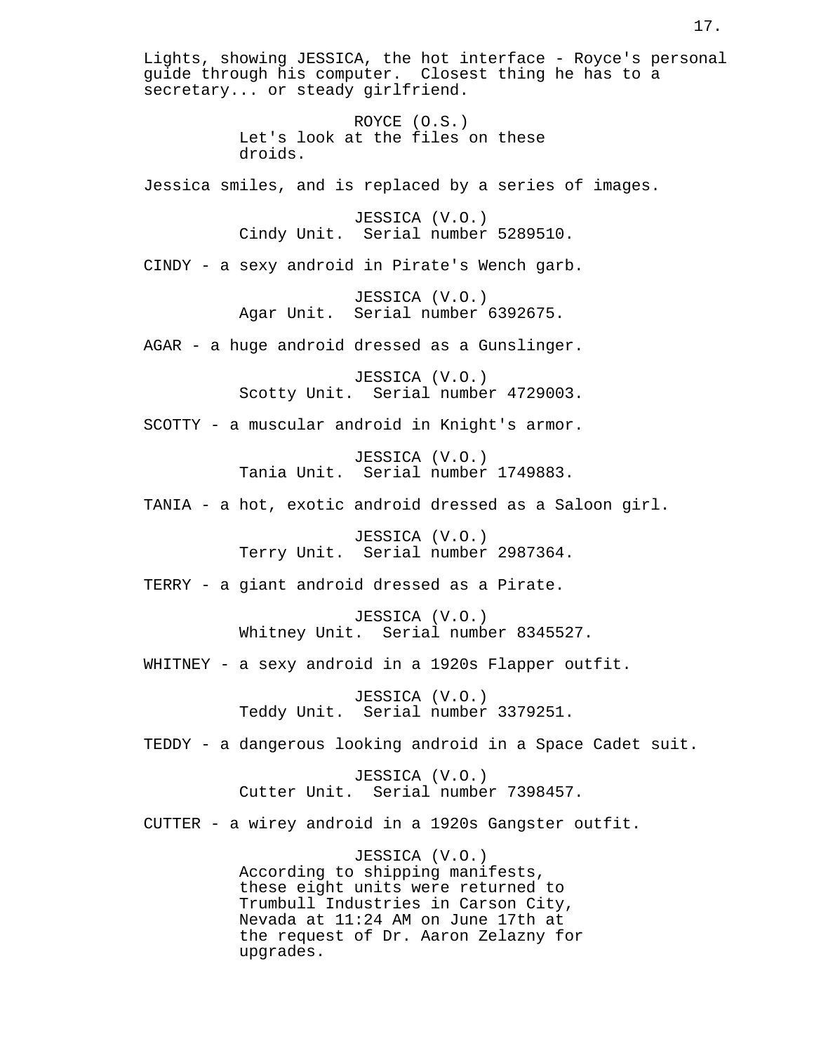Lights, showing JESSICA, the hot interface - Royce's personal guide through his computer. Closest thing he has to a secretary... or steady girlfriend.

ROYCE (O.S.)
Let's look at the files on these droids.

Jessica smiles, and is replaced by a series of images.

JESSICA (V.O.)
Cindy Unit. Serial number 5289510.

CINDY - a sexy android in Pirate's Wench garb.

JESSICA (V.O.)
Agar Unit. Serial number 6392675.

AGAR - a huge android dressed as a Gunslinger.

JESSICA (V.O.)
Scotty Unit. Serial number 4729003.

SCOTTY - a muscular android in Knight's armor.

JESSICA (V.O.)
Tania Unit. Serial number 1749883.

TANIA - a hot, exotic android dressed as a Saloon girl.

JESSICA (V.O.)
Terry Unit. Serial number 2987364.

TERRY - a giant android dressed as a Pirate.

JESSICA (V.O.)
Whitney Unit. Serial number 8345527.

WHITNEY - a sexy android in a 1920s Flapper outfit.

JESSICA (V.O.)
Teddy Unit. Serial number 3379251.

TEDDY - a dangerous looking android in a Space Cadet suit.

JESSICA (V.O.)
Cutter Unit. Serial number 7398457.

CUTTER - a wirey android in a 1920s Gangster outfit.

JESSICA (V.O.)
According to shipping manifests, these eight units were returned to Trumbull Industries in Carson City, Nevada at 11:24 AM on June 17th at the request of Dr. Aaron Zelazny for upgrades.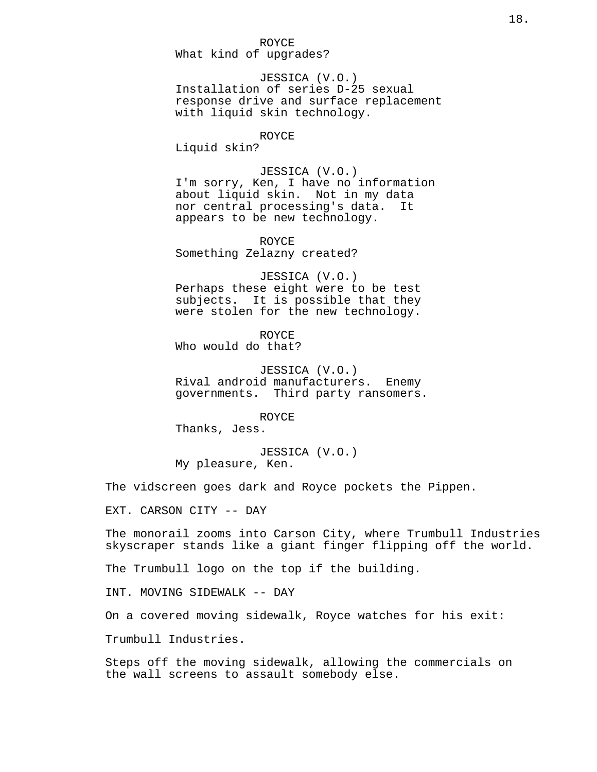ROYCE
What kind of upgrades?

JESSICA (V.O.)
Installation of series D-25 sexual response drive and surface replacement with liquid skin technology.

ROYCE
Liquid skin?

JESSICA (V.O.)
I'm sorry, Ken, I have no information about liquid skin.  Not in my data nor central processing's data.  It appears to be new technology.

ROYCE
Something Zelazny created?

JESSICA (V.O.)
Perhaps these eight were to be test subjects.  It is possible that they were stolen for the new technology.

ROYCE
Who would do that?

JESSICA (V.O.)
Rival android manufacturers.  Enemy governments.  Third party ransomers.

ROYCE
Thanks, Jess.

JESSICA (V.O.)
My pleasure, Ken.

The vidscreen goes dark and Royce pockets the Pippen.

EXT. CARSON CITY -- DAY

The monorail zooms into Carson City, where Trumbull Industries skyscraper stands like a giant finger flipping off the world.

The Trumbull logo on the top if the building.

INT. MOVING SIDEWALK -- DAY

On a covered moving sidewalk, Royce watches for his exit:

Trumbull Industries.

Steps off the moving sidewalk, allowing the commercials on the wall screens to assault somebody else.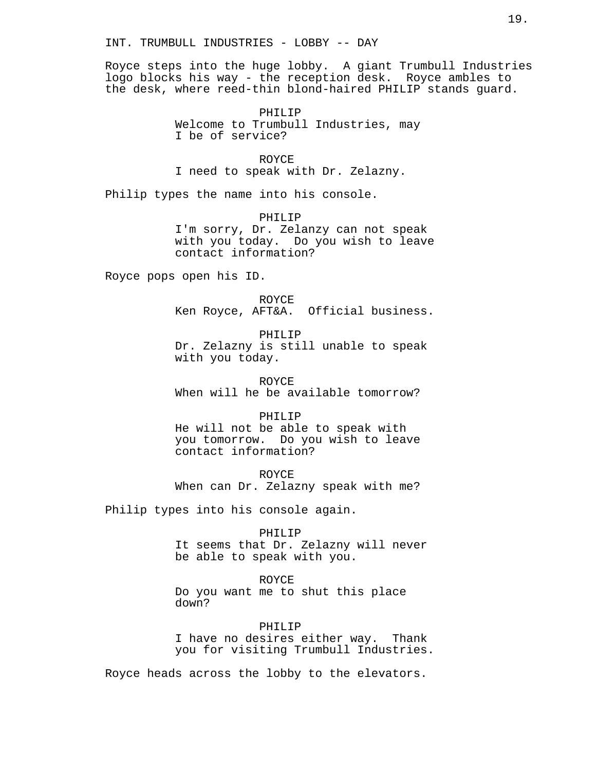INT. TRUMBULL INDUSTRIES - LOBBY -- DAY

Royce steps into the huge lobby. A giant Trumbull Industries logo blocks his way - the reception desk. Royce ambles to the desk, where reed-thin blond-haired PHILIP stands guard.

PHILIP
Welcome to Trumbull Industries, may I be of service?

ROYCE
I need to speak with Dr. Zelazny.

Philip types the name into his console.

PHILIP
I'm sorry, Dr. Zelanzy can not speak with you today. Do you wish to leave contact information?

Royce pops open his ID.

ROYCE
Ken Royce, AFT&A. Official business.

PHILIP
Dr. Zelazny is still unable to speak with you today.

ROYCE
When will he be available tomorrow?

PHILIP
He will not be able to speak with you tomorrow. Do you wish to leave contact information?

ROYCE
When can Dr. Zelazny speak with me?

Philip types into his console again.

PHILIP
It seems that Dr. Zelazny will never be able to speak with you.

ROYCE
Do you want me to shut this place down?

PHILIP
I have no desires either way. Thank you for visiting Trumbull Industries.

Royce heads across the lobby to the elevators.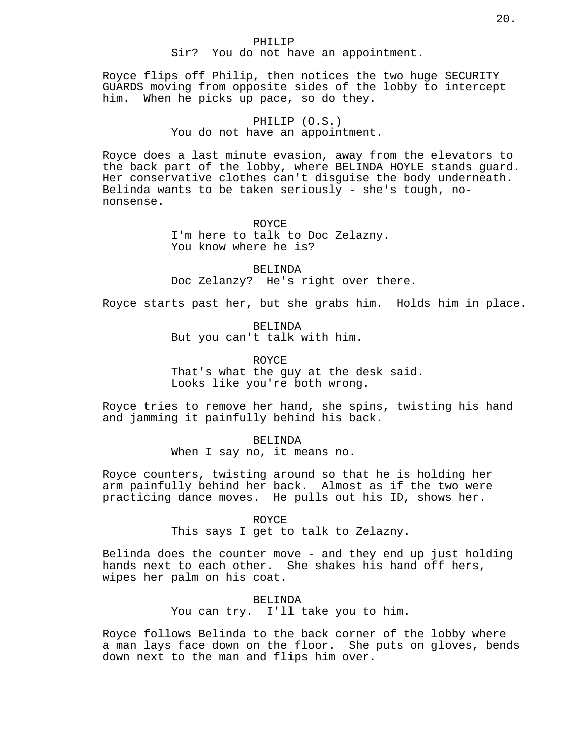PHILIP
Sir?  You do not have an appointment.

Royce flips off Philip, then notices the two huge SECURITY GUARDS moving from opposite sides of the lobby to intercept him.  When he picks up pace, so do they.

PHILIP (O.S.)
You do not have an appointment.

Royce does a last minute evasion, away from the elevators to the back part of the lobby, where BELINDA HOYLE stands guard. Her conservative clothes can't disguise the body underneath. Belinda wants to be taken seriously - she's tough, no-nonsense.

ROYCE
I'm here to talk to Doc Zelazny.
You know where he is?

BELINDA
Doc Zelanzy?  He's right over there.

Royce starts past her, but she grabs him.  Holds him in place.

BELINDA
But you can't talk with him.

ROYCE
That's what the guy at the desk said.
Looks like you're both wrong.

Royce tries to remove her hand, she spins, twisting his hand and jamming it painfully behind his back.

BELINDA
When I say no, it means no.

Royce counters, twisting around so that he is holding her arm painfully behind her back.  Almost as if the two were practicing dance moves.  He pulls out his ID, shows her.

ROYCE
This says I get to talk to Zelazny.

Belinda does the counter move - and they end up just holding hands next to each other.  She shakes his hand off hers, wipes her palm on his coat.

BELINDA
You can try.  I'll take you to him.

Royce follows Belinda to the back corner of the lobby where a man lays face down on the floor.  She puts on gloves, bends down next to the man and flips him over.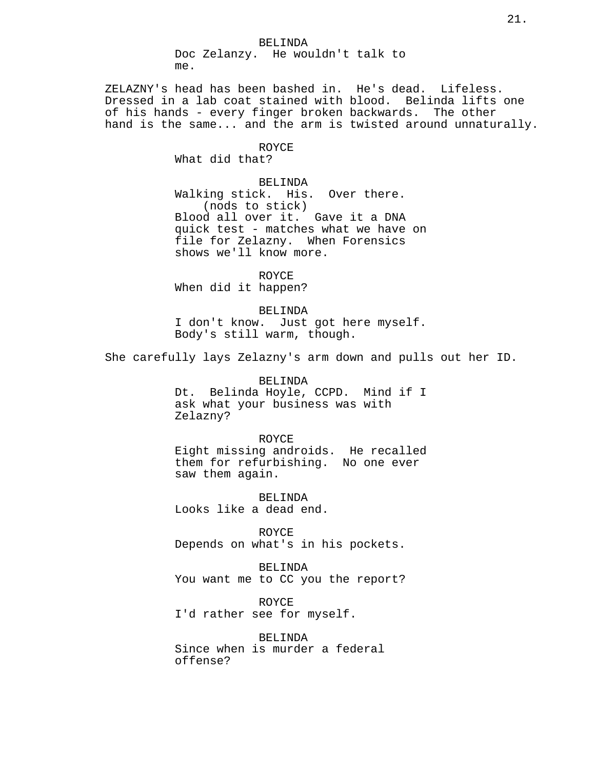BELINDA
Doc Zelanzy.  He wouldn't talk to me.

ZELAZNY's head has been bashed in.  He's dead.  Lifeless. Dressed in a lab coat stained with blood.  Belinda lifts one of his hands - every finger broken backwards.  The other hand is the same... and the arm is twisted around unnaturally.

ROYCE
What did that?

BELINDA
Walking stick.  His.  Over there.
(nods to stick)
Blood all over it.  Gave it a DNA quick test - matches what we have on file for Zelazny.  When Forensics shows we'll know more.

ROYCE
When did it happen?

BELINDA
I don't know.  Just got here myself. Body's still warm, though.

She carefully lays Zelazny's arm down and pulls out her ID.

BELINDA
Dt.  Belinda Hoyle, CCPD.  Mind if I ask what your business was with Zelazny?

ROYCE
Eight missing androids.  He recalled them for refurbishing.  No one ever saw them again.

BELINDA
Looks like a dead end.

ROYCE
Depends on what's in his pockets.

BELINDA
You want me to CC you the report?

ROYCE
I'd rather see for myself.

BELINDA
Since when is murder a federal offense?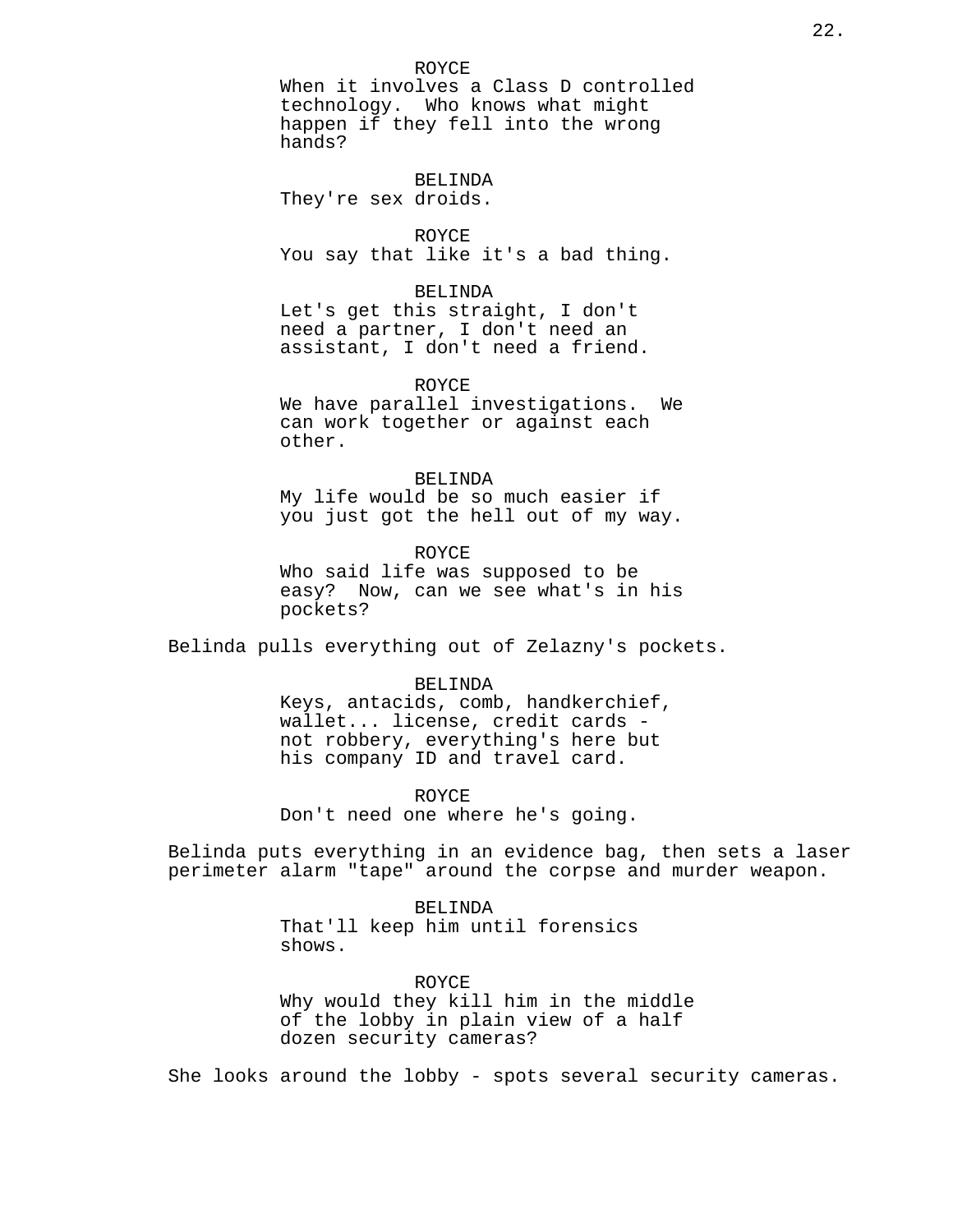ROYCE
When it involves a Class D controlled technology. Who knows what might happen if they fell into the wrong hands?

BELINDA
They're sex droids.

ROYCE
You say that like it's a bad thing.

BELINDA
Let's get this straight, I don't need a partner, I don't need an assistant, I don't need a friend.

ROYCE
We have parallel investigations. We can work together or against each other.

BELINDA
My life would be so much easier if you just got the hell out of my way.

ROYCE
Who said life was supposed to be easy? Now, can we see what's in his pockets?

Belinda pulls everything out of Zelazny's pockets.

BELINDA
Keys, antacids, comb, handkerchief, wallet... license, credit cards - not robbery, everything's here but his company ID and travel card.

ROYCE
Don't need one where he's going.

Belinda puts everything in an evidence bag, then sets a laser perimeter alarm "tape" around the corpse and murder weapon.

BELINDA
That'll keep him until forensics shows.

ROYCE
Why would they kill him in the middle of the lobby in plain view of a half dozen security cameras?

She looks around the lobby - spots several security cameras.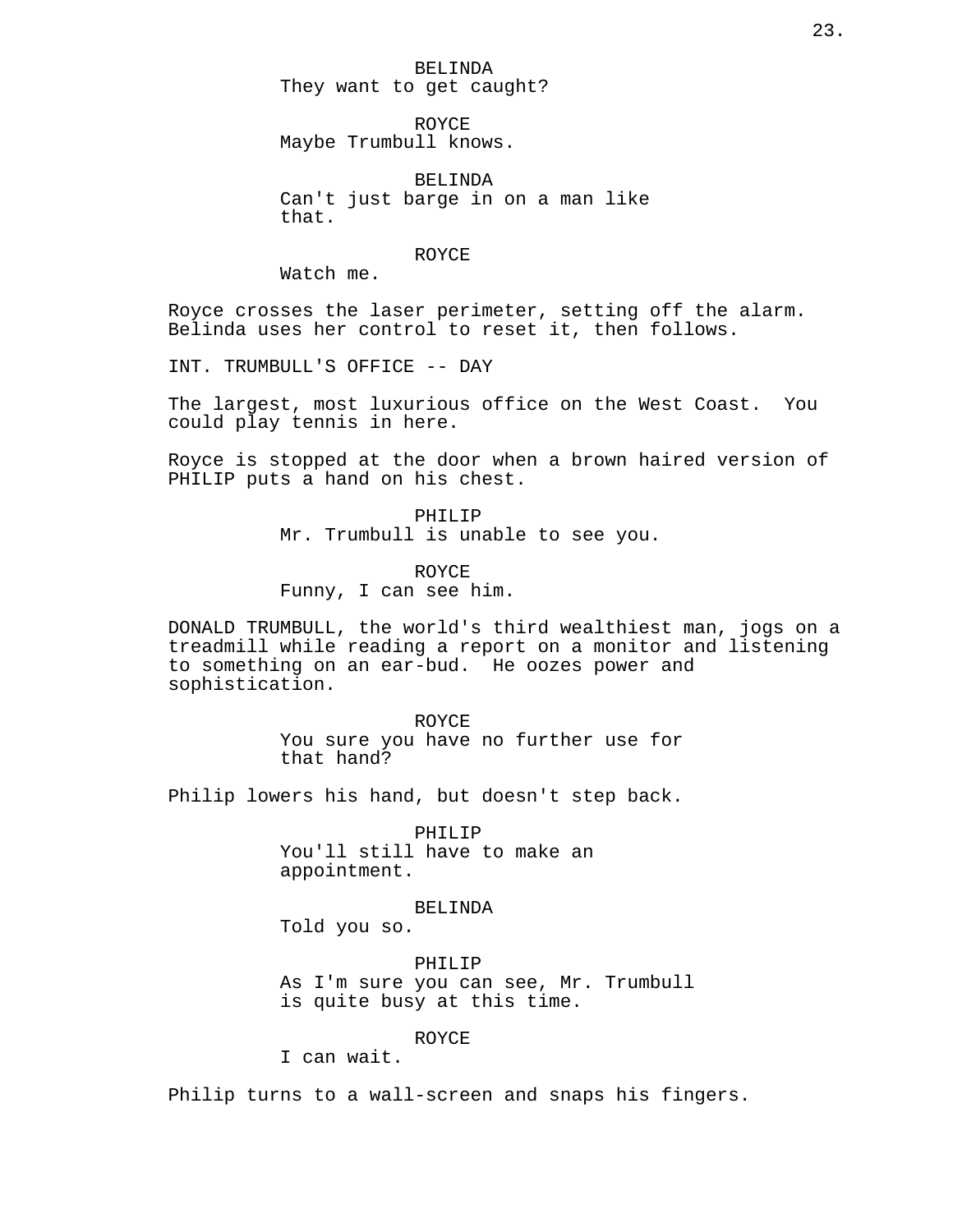BELINDA
They want to get caught?

ROYCE
Maybe Trumbull knows.

BELINDA
Can't just barge in on a man like that.

ROYCE
Watch me.

Royce crosses the laser perimeter, setting off the alarm. Belinda uses her control to reset it, then follows.

INT. TRUMBULL'S OFFICE -- DAY

The largest, most luxurious office on the West Coast. You could play tennis in here.

Royce is stopped at the door when a brown haired version of PHILIP puts a hand on his chest.

PHILIP
Mr. Trumbull is unable to see you.

ROYCE
Funny, I can see him.

DONALD TRUMBULL, the world's third wealthiest man, jogs on a treadmill while reading a report on a monitor and listening to something on an ear-bud. He oozes power and sophistication.

ROYCE
You sure you have no further use for that hand?

Philip lowers his hand, but doesn't step back.

PHILIP
You'll still have to make an appointment.

BELINDA
Told you so.

PHILIP
As I'm sure you can see, Mr. Trumbull is quite busy at this time.

ROYCE
I can wait.

Philip turns to a wall-screen and snaps his fingers.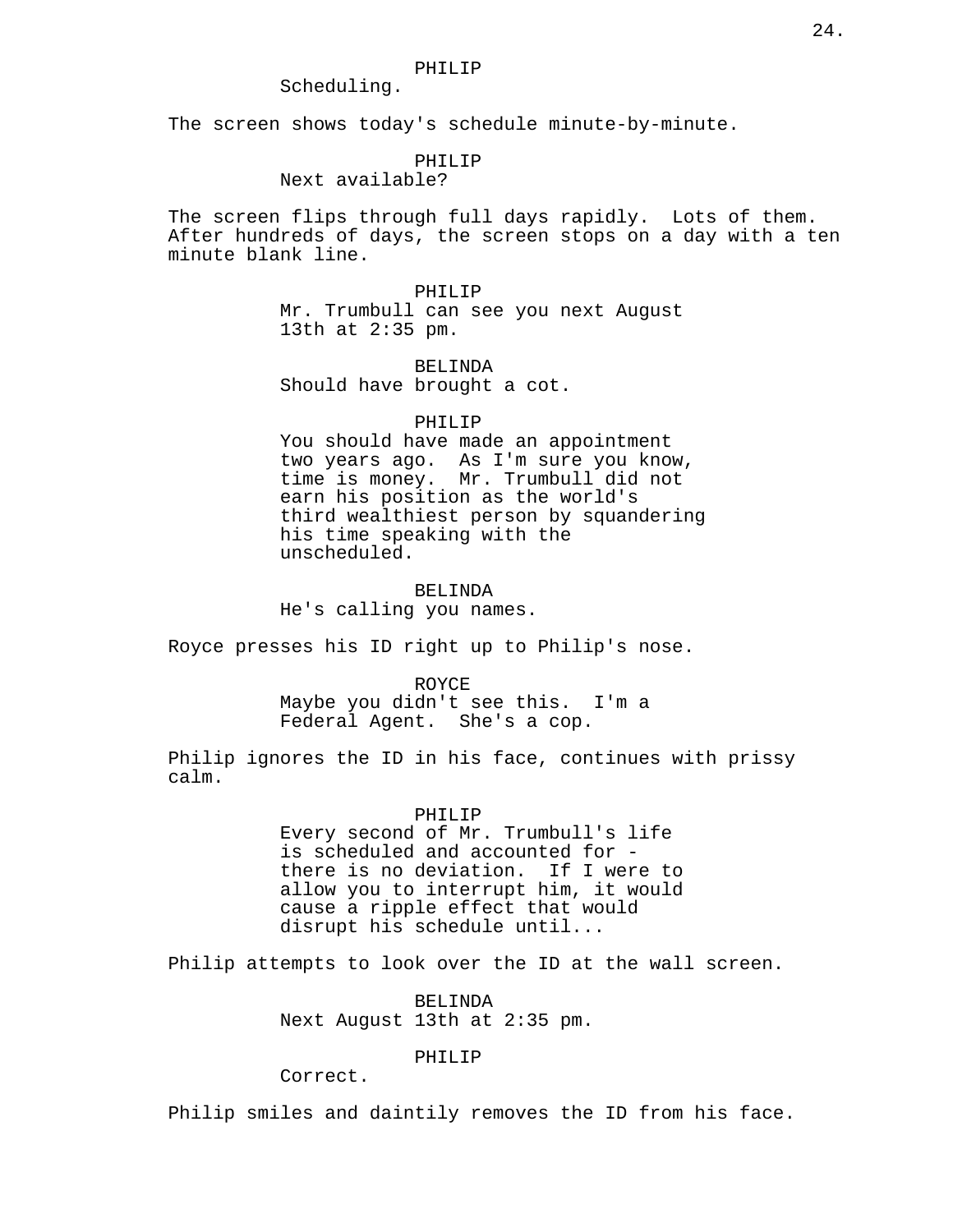PHILIP
Scheduling.

The screen shows today's schedule minute-by-minute.

PHILIP
Next available?

The screen flips through full days rapidly. Lots of them. After hundreds of days, the screen stops on a day with a ten minute blank line.

PHILIP
Mr. Trumbull can see you next August 13th at 2:35 pm.

BELINDA
Should have brought a cot.

PHILIP
You should have made an appointment two years ago. As I'm sure you know, time is money. Mr. Trumbull did not earn his position as the world's third wealthiest person by squandering his time speaking with the unscheduled.

BELINDA
He's calling you names.

Royce presses his ID right up to Philip's nose.

ROYCE
Maybe you didn't see this. I'm a Federal Agent. She's a cop.

Philip ignores the ID in his face, continues with prissy calm.

PHILIP
Every second of Mr. Trumbull's life is scheduled and accounted for - there is no deviation. If I were to allow you to interrupt him, it would cause a ripple effect that would disrupt his schedule until...

Philip attempts to look over the ID at the wall screen.

BELINDA
Next August 13th at 2:35 pm.

PHILIP
Correct.

Philip smiles and daintily removes the ID from his face.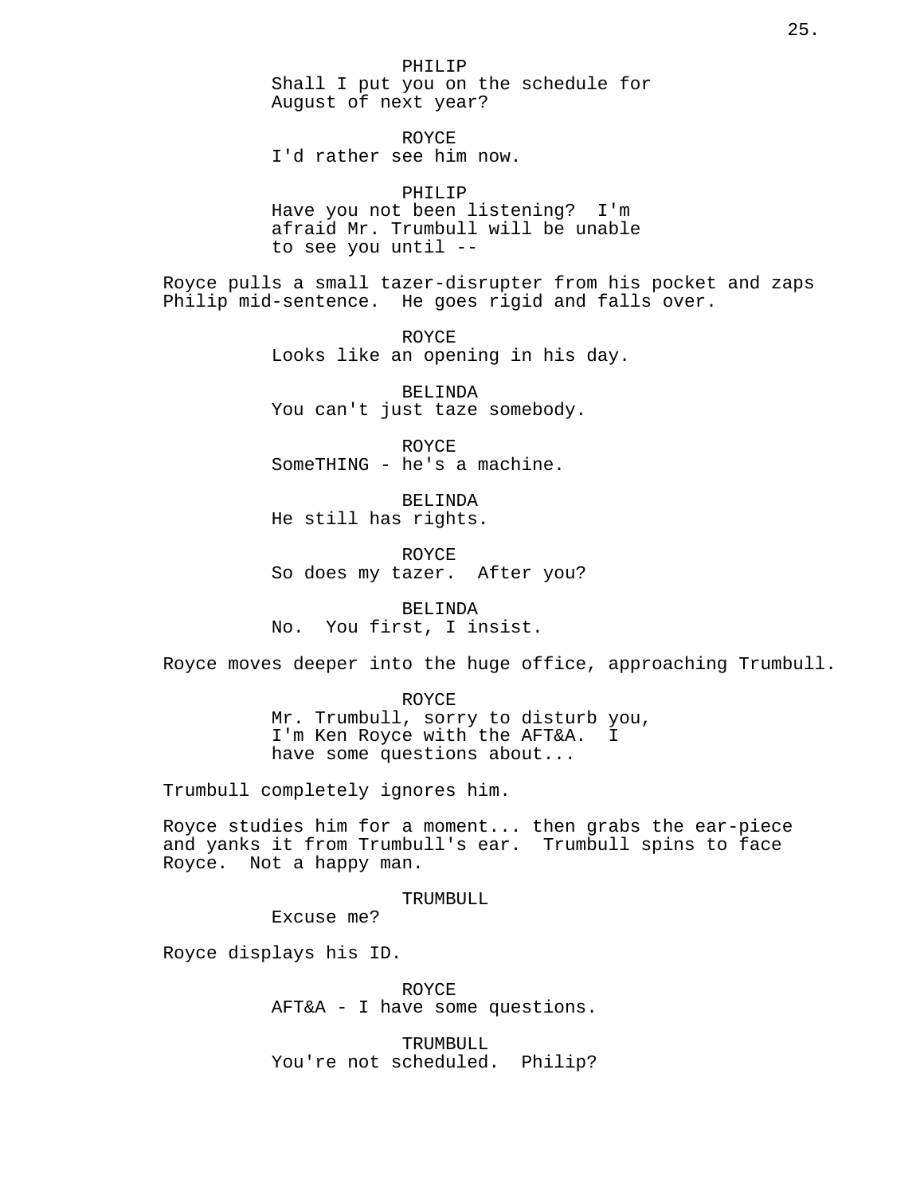PHILIP
Shall I put you on the schedule for
August of next year?

ROYCE
I'd rather see him now.

PHILIP
Have you not been listening?  I'm
afraid Mr. Trumbull will be unable
to see you until --

Royce pulls a small tazer-disrupter from his pocket and zaps Philip mid-sentence.  He goes rigid and falls over.

ROYCE
Looks like an opening in his day.

BELINDA
You can't just taze somebody.

ROYCE
SomeTHING - he's a machine.

BELINDA
He still has rights.

ROYCE
So does my tazer.  After you?

BELINDA
No.  You first, I insist.

Royce moves deeper into the huge office, approaching Trumbull.

ROYCE
Mr. Trumbull, sorry to disturb you,
I'm Ken Royce with the AFT&A.  I
have some questions about...

Trumbull completely ignores him.

Royce studies him for a moment... then grabs the ear-piece and yanks it from Trumbull's ear.  Trumbull spins to face Royce.  Not a happy man.

TRUMBULL
Excuse me?

Royce displays his ID.

ROYCE
AFT&A - I have some questions.

TRUMBULL
You're not scheduled.  Philip?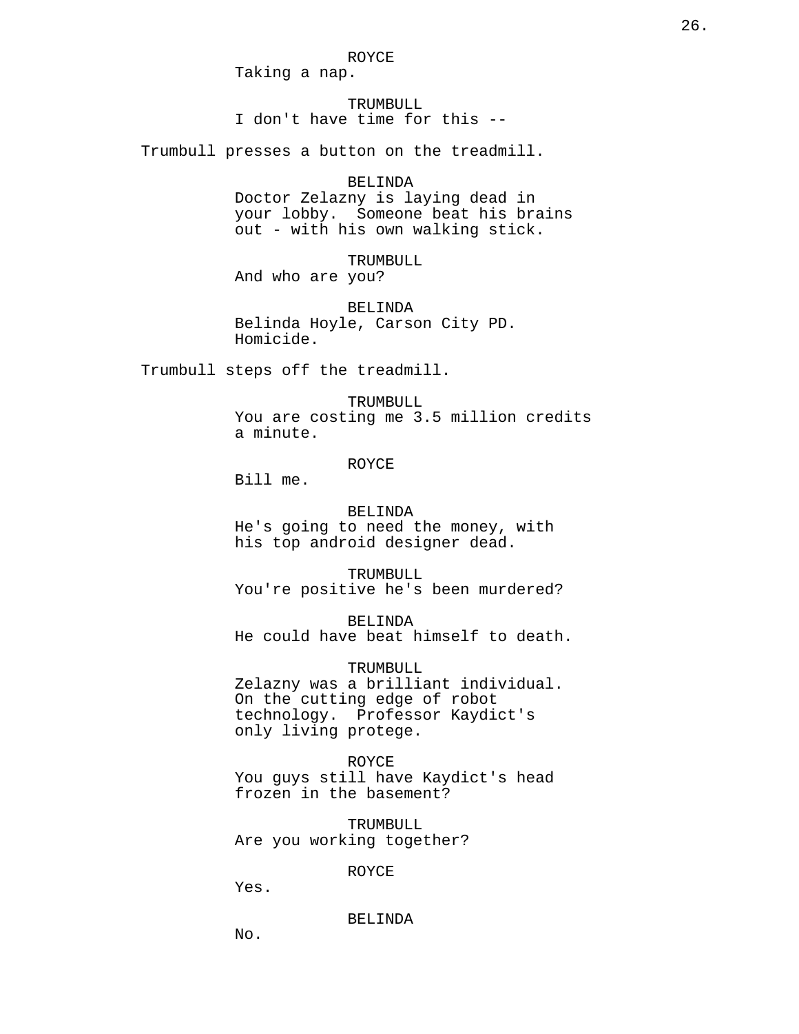ROYCE
Taking a nap.

TRUMBULL
I don't have time for this --

Trumbull presses a button on the treadmill.

BELINDA
Doctor Zelazny is laying dead in your lobby.  Someone beat his brains out - with his own walking stick.

TRUMBULL
And who are you?

BELINDA
Belinda Hoyle, Carson City PD. Homicide.

Trumbull steps off the treadmill.

TRUMBULL
You are costing me 3.5 million credits a minute.

ROYCE
Bill me.

BELINDA
He's going to need the money, with his top android designer dead.

TRUMBULL
You're positive he's been murdered?

BELINDA
He could have beat himself to death.

TRUMBULL
Zelazny was a brilliant individual. On the cutting edge of robot technology.  Professor Kaydict's only living protege.

ROYCE
You guys still have Kaydict's head frozen in the basement?

TRUMBULL
Are you working together?

ROYCE
Yes.

BELINDA
No.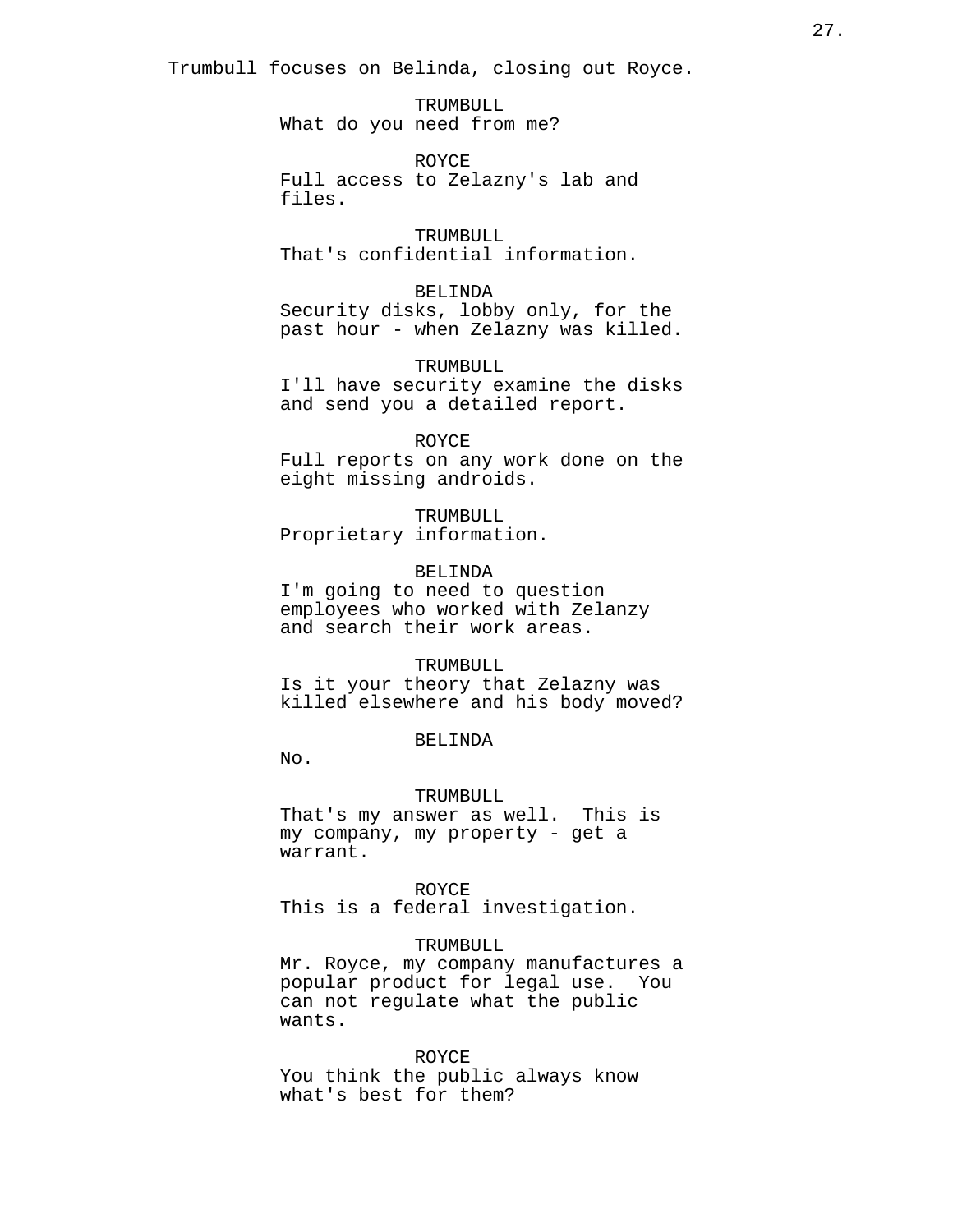Trumbull focuses on Belinda, closing out Royce.

TRUMBULL
What do you need from me?

ROYCE
Full access to Zelazny's lab and files.

TRUMBULL
That's confidential information.

BELINDA
Security disks, lobby only, for the past hour - when Zelazny was killed.

TRUMBULL
I'll have security examine the disks and send you a detailed report.

ROYCE
Full reports on any work done on the eight missing androids.

TRUMBULL
Proprietary information.

BELINDA
I'm going to need to question employees who worked with Zelanzy and search their work areas.

TRUMBULL
Is it your theory that Zelazny was killed elsewhere and his body moved?

BELINDA
No.

TRUMBULL
That's my answer as well. This is my company, my property - get a warrant.

ROYCE
This is a federal investigation.

TRUMBULL
Mr. Royce, my company manufactures a popular product for legal use. You can not regulate what the public wants.

ROYCE
You think the public always know what's best for them?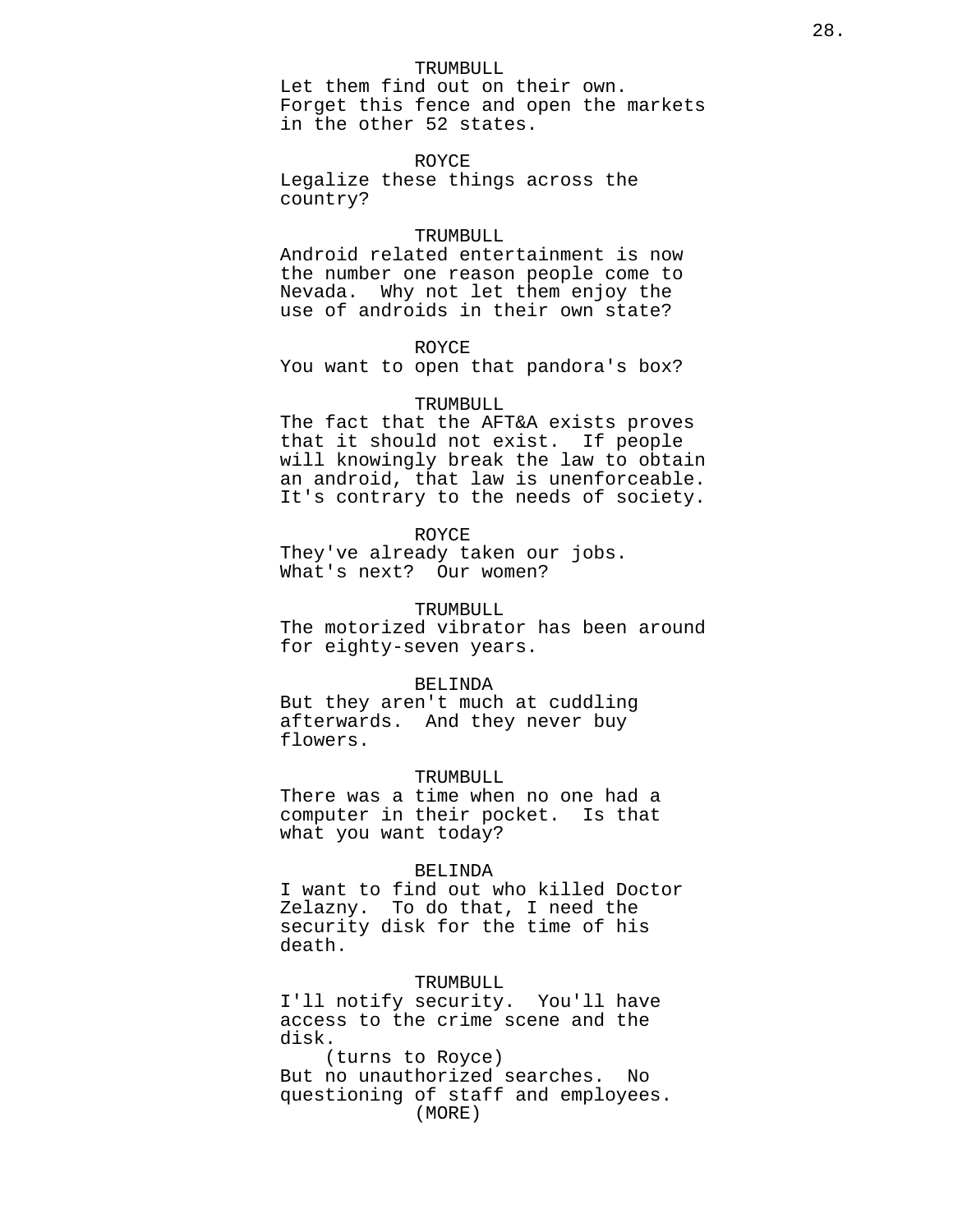TRUMBULL
Let them find out on their own. Forget this fence and open the markets in the other 52 states.

ROYCE
Legalize these things across the country?

TRUMBULL
Android related entertainment is now the number one reason people come to Nevada.  Why not let them enjoy the use of androids in their own state?

ROYCE
You want to open that pandora's box?

TRUMBULL
The fact that the AFT&A exists proves that it should not exist.  If people will knowingly break the law to obtain an android, that law is unenforceable. It's contrary to the needs of society.

ROYCE
They've already taken our jobs. What's next?  Our women?

TRUMBULL
The motorized vibrator has been around for eighty-seven years.

BELINDA
But they aren't much at cuddling afterwards.  And they never buy flowers.

TRUMBULL
There was a time when no one had a computer in their pocket.  Is that what you want today?

BELINDA
I want to find out who killed Doctor Zelazny.  To do that, I need the security disk for the time of his death.

TRUMBULL
I'll notify security.  You'll have access to the crime scene and the disk.
(turns to Royce)
But no unauthorized searches.  No questioning of staff and employees.
(MORE)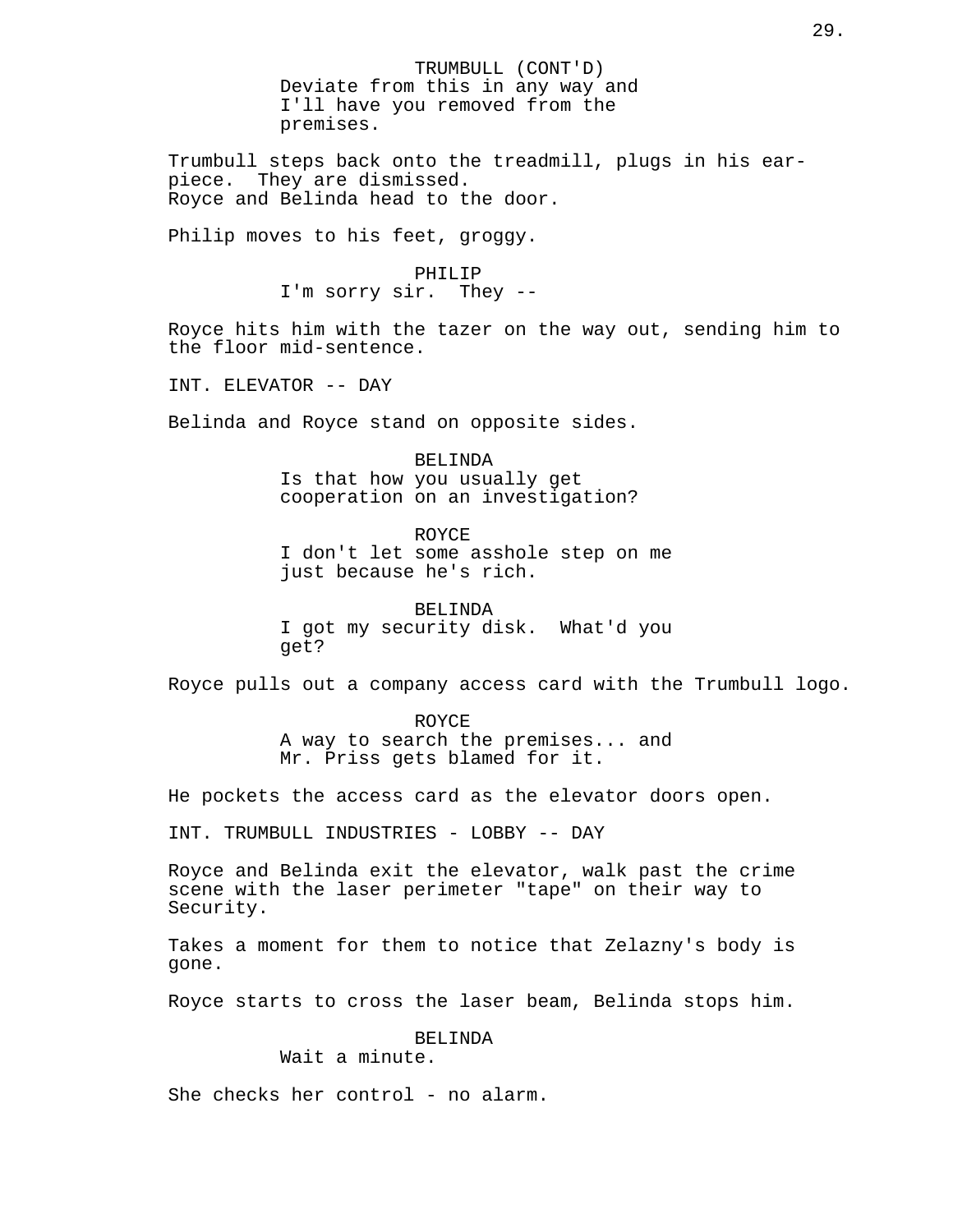TRUMBULL (CONT'D)
Deviate from this in any way and I'll have you removed from the premises.

Trumbull steps back onto the treadmill, plugs in his ear-piece. They are dismissed.
Royce and Belinda head to the door.

Philip moves to his feet, groggy.

PHILIP
I'm sorry sir. They --

Royce hits him with the tazer on the way out, sending him to the floor mid-sentence.

INT. ELEVATOR -- DAY

Belinda and Royce stand on opposite sides.

BELINDA
Is that how you usually get cooperation on an investigation?

ROYCE
I don't let some asshole step on me just because he's rich.

BELINDA
I got my security disk. What'd you get?

Royce pulls out a company access card with the Trumbull logo.

ROYCE
A way to search the premises... and Mr. Priss gets blamed for it.

He pockets the access card as the elevator doors open.

INT. TRUMBULL INDUSTRIES - LOBBY -- DAY

Royce and Belinda exit the elevator, walk past the crime scene with the laser perimeter "tape" on their way to Security.

Takes a moment for them to notice that Zelazny's body is gone.

Royce starts to cross the laser beam, Belinda stops him.

BELINDA
Wait a minute.

She checks her control - no alarm.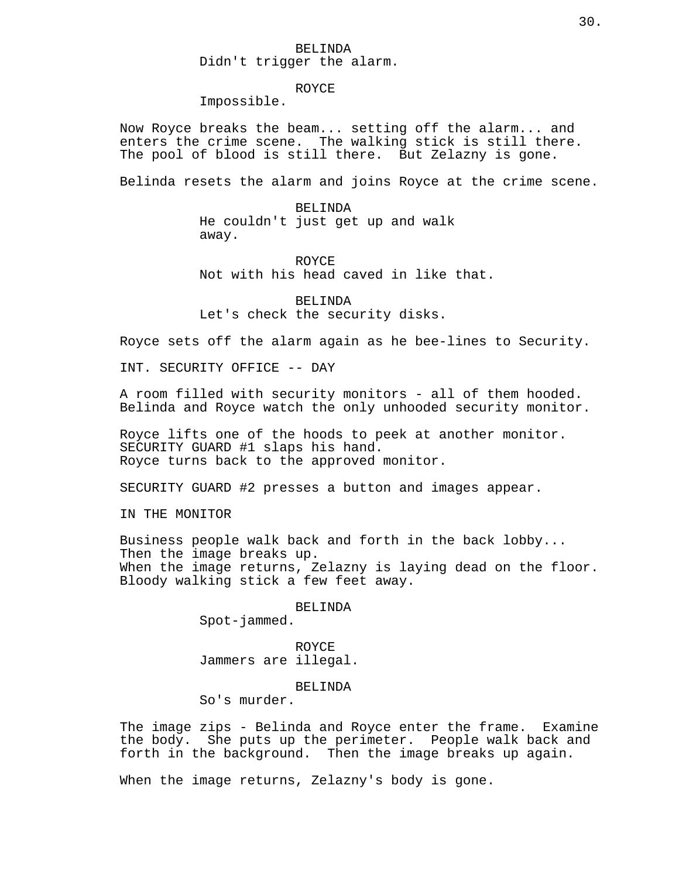BELINDA
Didn't trigger the alarm.

ROYCE
Impossible.

Now Royce breaks the beam... setting off the alarm... and enters the crime scene. The walking stick is still there. The pool of blood is still there. But Zelazny is gone.

Belinda resets the alarm and joins Royce at the crime scene.

BELINDA
He couldn't just get up and walk away.

ROYCE
Not with his head caved in like that.

BELINDA
Let's check the security disks.

Royce sets off the alarm again as he bee-lines to Security.

INT. SECURITY OFFICE -- DAY

A room filled with security monitors - all of them hooded. Belinda and Royce watch the only unhooded security monitor.

Royce lifts one of the hoods to peek at another monitor. SECURITY GUARD #1 slaps his hand.
Royce turns back to the approved monitor.

SECURITY GUARD #2 presses a button and images appear.

IN THE MONITOR

Business people walk back and forth in the back lobby...
Then the image breaks up.
When the image returns, Zelazny is laying dead on the floor.
Bloody walking stick a few feet away.

BELINDA
Spot-jammed.

ROYCE
Jammers are illegal.

BELINDA
So's murder.

The image zips - Belinda and Royce enter the frame. Examine the body. She puts up the perimeter. People walk back and forth in the background. Then the image breaks up again.

When the image returns, Zelazny's body is gone.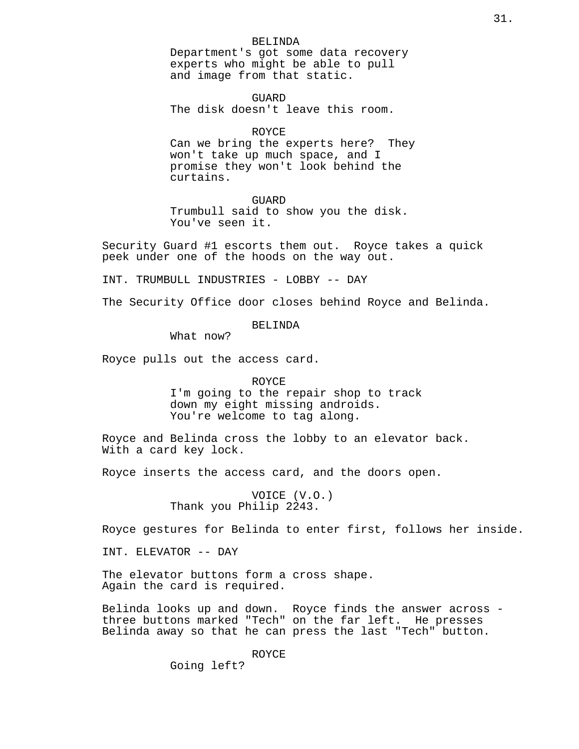BELINDA
Department's got some data recovery experts who might be able to pull and image from that static.

GUARD
The disk doesn't leave this room.

ROYCE
Can we bring the experts here? They won't take up much space, and I promise they won't look behind the curtains.

GUARD
Trumbull said to show you the disk. You've seen it.

Security Guard #1 escorts them out. Royce takes a quick peek under one of the hoods on the way out.

INT. TRUMBULL INDUSTRIES - LOBBY -- DAY

The Security Office door closes behind Royce and Belinda.

BELINDA
What now?

Royce pulls out the access card.

ROYCE
I'm going to the repair shop to track down my eight missing androids. You're welcome to tag along.

Royce and Belinda cross the lobby to an elevator back. With a card key lock.

Royce inserts the access card, and the doors open.

VOICE (V.O.)
Thank you Philip 2243.

Royce gestures for Belinda to enter first, follows her inside.

INT. ELEVATOR -- DAY

The elevator buttons form a cross shape. Again the card is required.

Belinda looks up and down. Royce finds the answer across - three buttons marked "Tech" on the far left. He presses Belinda away so that he can press the last "Tech" button.

ROYCE
Going left?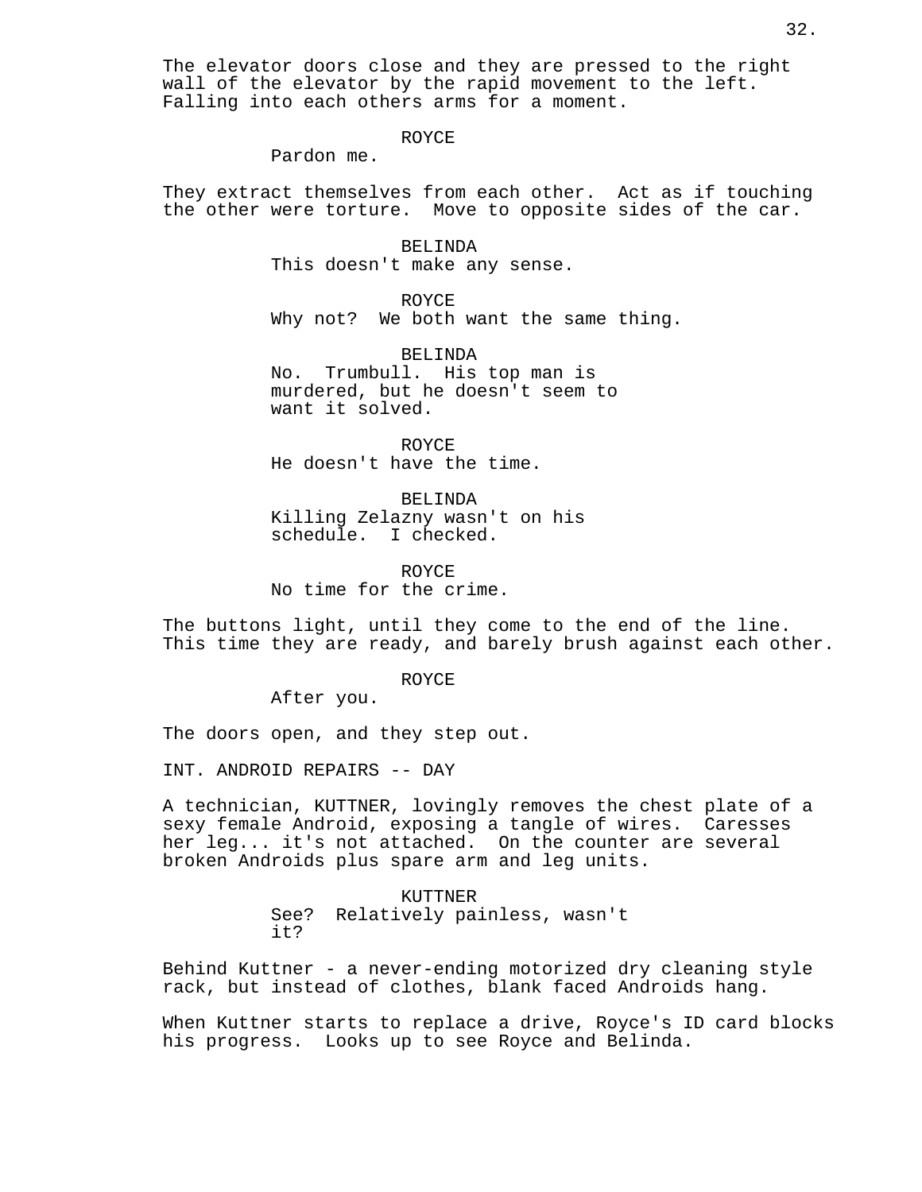The elevator doors close and they are pressed to the right wall of the elevator by the rapid movement to the left. Falling into each others arms for a moment.

ROYCE
Pardon me.

They extract themselves from each other. Act as if touching the other were torture. Move to opposite sides of the car.

BELINDA
This doesn't make any sense.

ROYCE
Why not? We both want the same thing.

BELINDA
No. Trumbull. His top man is murdered, but he doesn't seem to want it solved.

ROYCE
He doesn't have the time.

BELINDA
Killing Zelazny wasn't on his schedule. I checked.

ROYCE
No time for the crime.

The buttons light, until they come to the end of the line. This time they are ready, and barely brush against each other.

ROYCE
After you.

The doors open, and they step out.

INT. ANDROID REPAIRS -- DAY

A technician, KUTTNER, lovingly removes the chest plate of a sexy female Android, exposing a tangle of wires. Caresses her leg... it's not attached. On the counter are several broken Androids plus spare arm and leg units.

KUTTNER
See? Relatively painless, wasn't it?

Behind Kuttner - a never-ending motorized dry cleaning style rack, but instead of clothes, blank faced Androids hang.

When Kuttner starts to replace a drive, Royce's ID card blocks his progress. Looks up to see Royce and Belinda.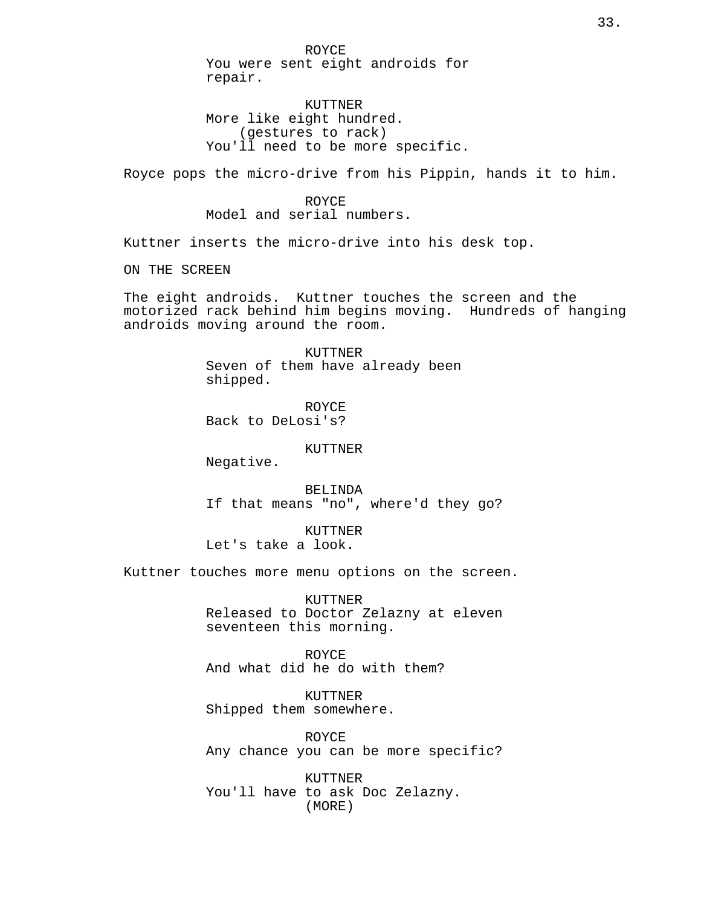ROYCE
You were sent eight androids for repair.

KUTTNER
More like eight hundred.
(gestures to rack)
You'll need to be more specific.

Royce pops the micro-drive from his Pippin, hands it to him.

ROYCE
Model and serial numbers.

Kuttner inserts the micro-drive into his desk top.

ON THE SCREEN

The eight androids. Kuttner touches the screen and the motorized rack behind him begins moving. Hundreds of hanging androids moving around the room.

KUTTNER
Seven of them have already been shipped.

ROYCE
Back to DeLosi's?

KUTTNER
Negative.

BELINDA
If that means "no", where'd they go?

KUTTNER
Let's take a look.

Kuttner touches more menu options on the screen.

KUTTNER
Released to Doctor Zelazny at eleven seventeen this morning.

ROYCE
And what did he do with them?

KUTTNER
Shipped them somewhere.

ROYCE
Any chance you can be more specific?

KUTTNER
You'll have to ask Doc Zelazny.
(MORE)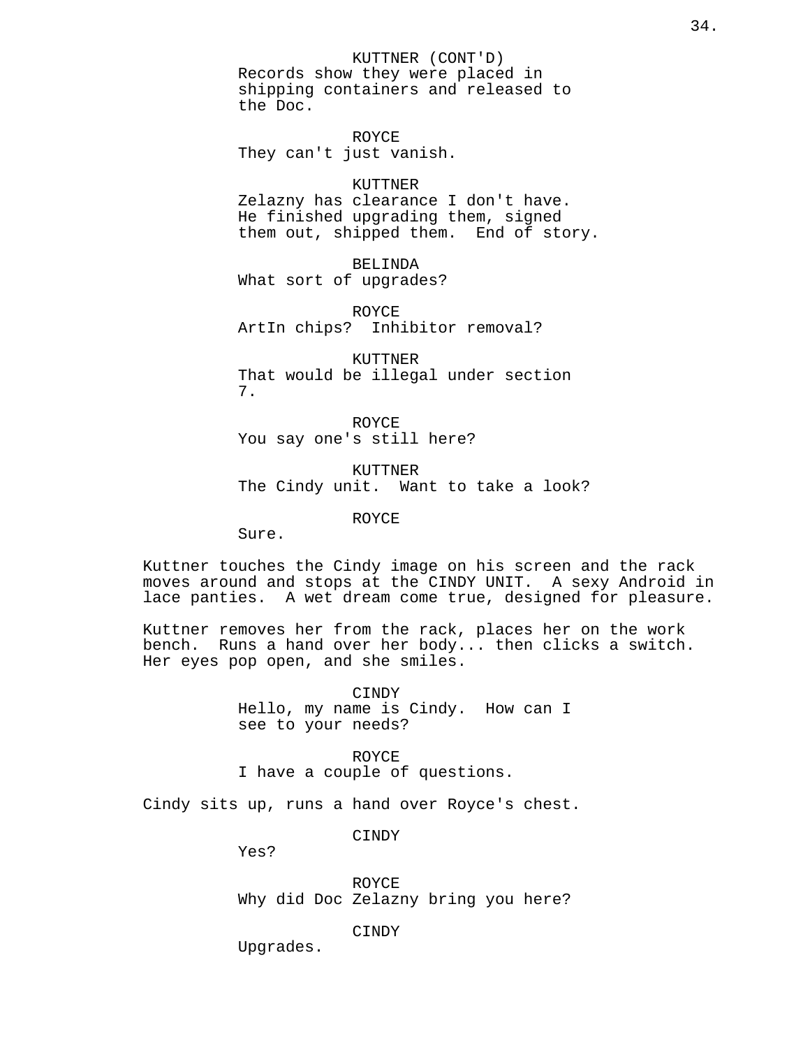KUTTNER (CONT'D)
Records show they were placed in shipping containers and released to the Doc.

ROYCE
They can't just vanish.

KUTTNER
Zelazny has clearance I don't have. He finished upgrading them, signed them out, shipped them. End of story.

BELINDA
What sort of upgrades?

ROYCE
ArtIn chips? Inhibitor removal?

KUTTNER
That would be illegal under section 7.

ROYCE
You say one's still here?

KUTTNER
The Cindy unit. Want to take a look?

ROYCE
Sure.

Kuttner touches the Cindy image on his screen and the rack moves around and stops at the CINDY UNIT. A sexy Android in lace panties. A wet dream come true, designed for pleasure.

Kuttner removes her from the rack, places her on the work bench. Runs a hand over her body... then clicks a switch. Her eyes pop open, and she smiles.

CINDY
Hello, my name is Cindy. How can I see to your needs?

ROYCE
I have a couple of questions.

Cindy sits up, runs a hand over Royce's chest.

CINDY
Yes?

ROYCE
Why did Doc Zelazny bring you here?

CINDY
Upgrades.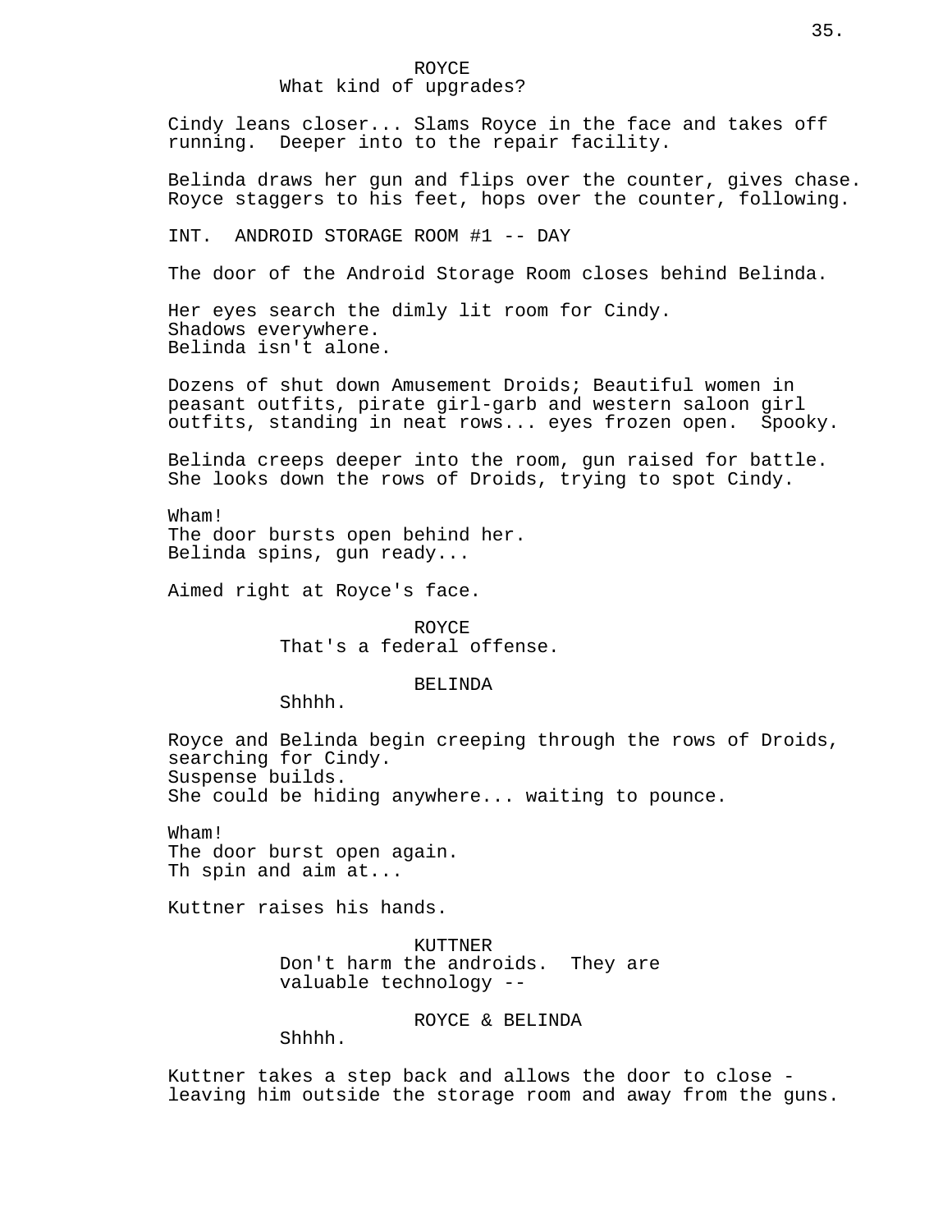ROYCE
What kind of upgrades?

Cindy leans closer... Slams Royce in the face and takes off running. Deeper into to the repair facility.

Belinda draws her gun and flips over the counter, gives chase. Royce staggers to his feet, hops over the counter, following.

INT. ANDROID STORAGE ROOM #1 -- DAY

The door of the Android Storage Room closes behind Belinda.

Her eyes search the dimly lit room for Cindy.
Shadows everywhere.
Belinda isn't alone.

Dozens of shut down Amusement Droids; Beautiful women in peasant outfits, pirate girl-garb and western saloon girl outfits, standing in neat rows... eyes frozen open. Spooky.

Belinda creeps deeper into the room, gun raised for battle. She looks down the rows of Droids, trying to spot Cindy.

Wham!
The door bursts open behind her.
Belinda spins, gun ready...

Aimed right at Royce's face.

ROYCE
That's a federal offense.

BELINDA
Shhhh.

Royce and Belinda begin creeping through the rows of Droids, searching for Cindy.
Suspense builds.
She could be hiding anywhere... waiting to pounce.

Wham!
The door burst open again.
Th spin and aim at...

Kuttner raises his hands.

KUTTNER
Don't harm the androids. They are valuable technology --

ROYCE & BELINDA
Shhhh.

Kuttner takes a step back and allows the door to close - leaving him outside the storage room and away from the guns.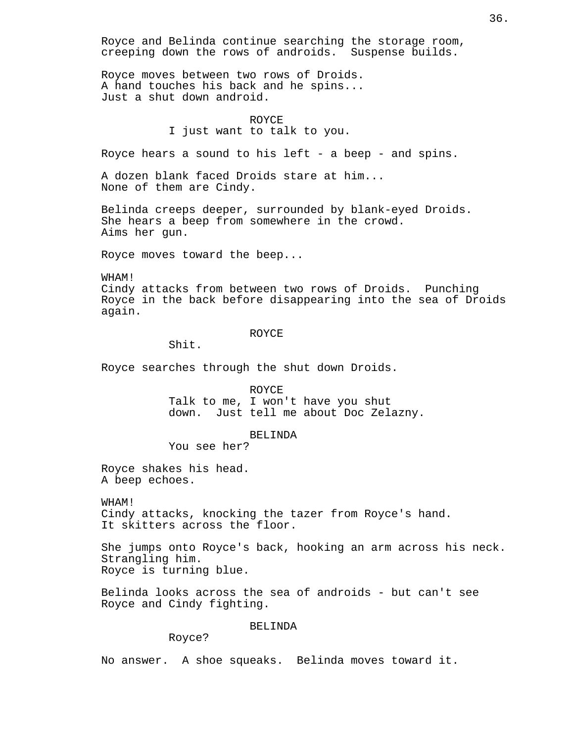Royce and Belinda continue searching the storage room, creeping down the rows of androids.  Suspense builds.

Royce moves between two rows of Droids.
A hand touches his back and he spins...
Just a shut down android.

ROYCE
I just want to talk to you.

Royce hears a sound to his left - a beep - and spins.

A dozen blank faced Droids stare at him...
None of them are Cindy.

Belinda creeps deeper, surrounded by blank-eyed Droids.
She hears a beep from somewhere in the crowd.
Aims her gun.

Royce moves toward the beep...

WHAM!
Cindy attacks from between two rows of Droids.  Punching Royce in the back before disappearing into the sea of Droids again.

ROYCE
Shit.

Royce searches through the shut down Droids.

ROYCE
Talk to me, I won't have you shut down.  Just tell me about Doc Zelazny.

BELINDA
You see her?

Royce shakes his head.
A beep echoes.

WHAM!
Cindy attacks, knocking the tazer from Royce's hand.
It skitters across the floor.

She jumps onto Royce's back, hooking an arm across his neck.
Strangling him.
Royce is turning blue.

Belinda looks across the sea of androids - but can't see Royce and Cindy fighting.

BELINDA
Royce?

No answer.  A shoe squeaks.  Belinda moves toward it.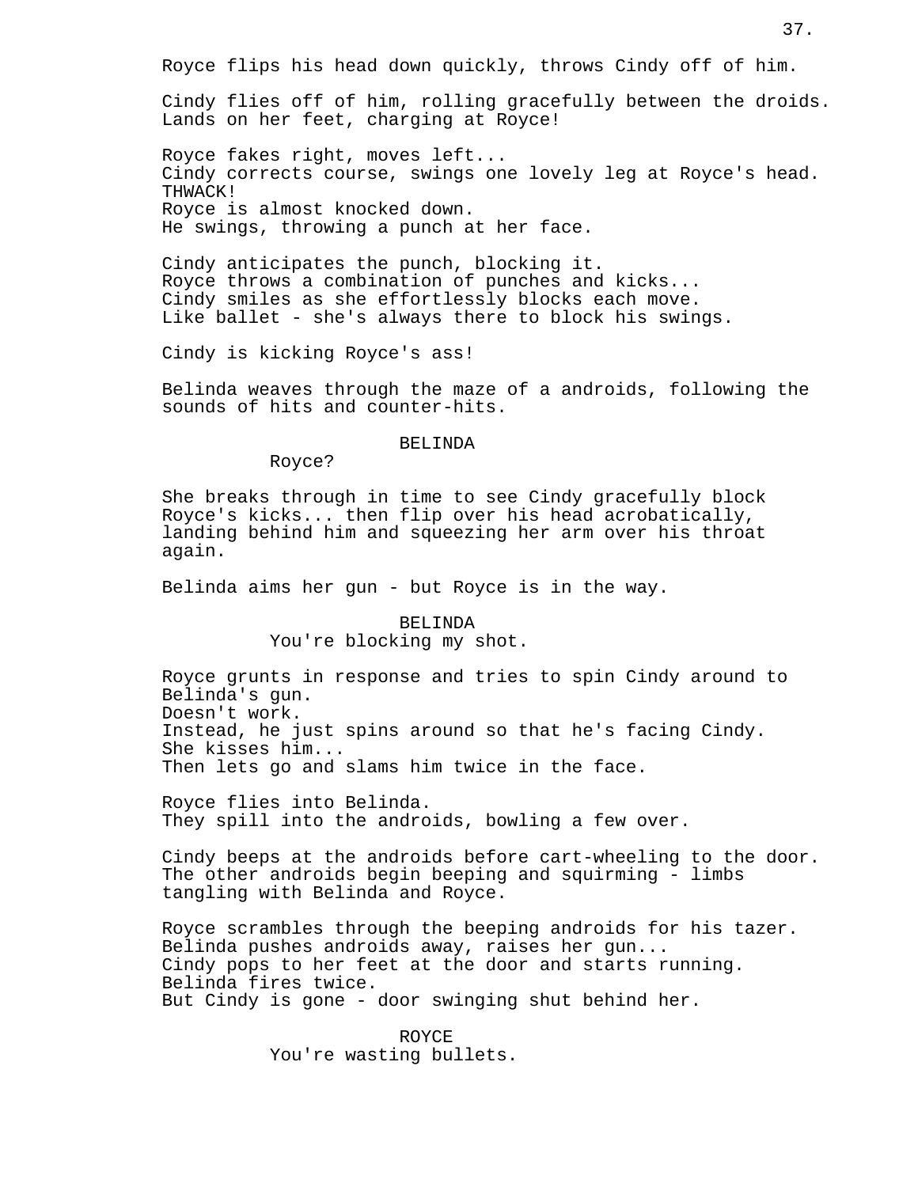Royce flips his head down quickly, throws Cindy off of him.

Cindy flies off of him, rolling gracefully between the droids.
Lands on her feet, charging at Royce!

Royce fakes right, moves left...
Cindy corrects course, swings one lovely leg at Royce's head.
THWACK!
Royce is almost knocked down.
He swings, throwing a punch at her face.

Cindy anticipates the punch, blocking it.
Royce throws a combination of punches and kicks...
Cindy smiles as she effortlessly blocks each move.
Like ballet - she's always there to block his swings.

Cindy is kicking Royce's ass!

Belinda weaves through the maze of a androids, following the sounds of hits and counter-hits.

BELINDA
Royce?

She breaks through in time to see Cindy gracefully block Royce's kicks... then flip over his head acrobatically, landing behind him and squeezing her arm over his throat again.

Belinda aims her gun - but Royce is in the way.

BELINDA
You're blocking my shot.

Royce grunts in response and tries to spin Cindy around to Belinda's gun.
Doesn't work.
Instead, he just spins around so that he's facing Cindy.
She kisses him...
Then lets go and slams him twice in the face.

Royce flies into Belinda.
They spill into the androids, bowling a few over.

Cindy beeps at the androids before cart-wheeling to the door.
The other androids begin beeping and squirming - limbs tangling with Belinda and Royce.

Royce scrambles through the beeping androids for his tazer.
Belinda pushes androids away, raises her gun...
Cindy pops to her feet at the door and starts running.
Belinda fires twice.
But Cindy is gone - door swinging shut behind her.

ROYCE
You're wasting bullets.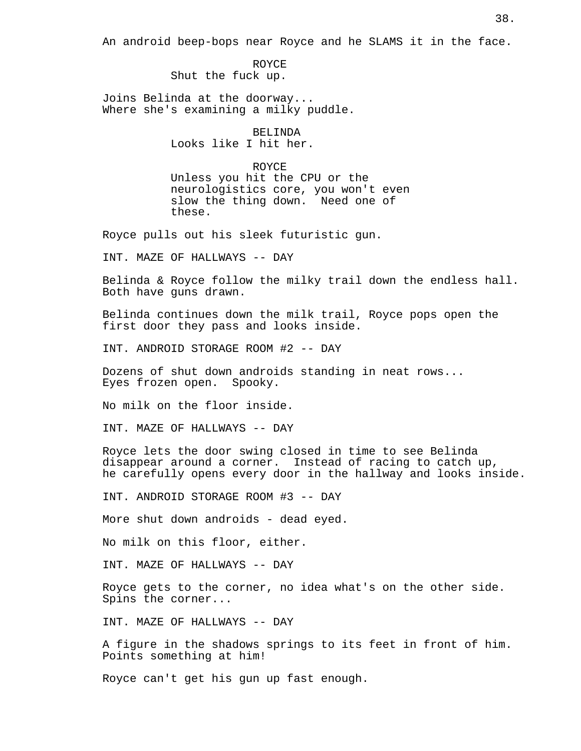An android beep-bops near Royce and he SLAMS it in the face.

ROYCE
Shut the fuck up.

Joins Belinda at the doorway...
Where she's examining a milky puddle.

BELINDA
Looks like I hit her.

ROYCE
Unless you hit the CPU or the neurologistics core, you won't even slow the thing down. Need one of these.

Royce pulls out his sleek futuristic gun.

INT. MAZE OF HALLWAYS -- DAY

Belinda & Royce follow the milky trail down the endless hall. Both have guns drawn.

Belinda continues down the milk trail, Royce pops open the first door they pass and looks inside.

INT. ANDROID STORAGE ROOM #2 -- DAY

Dozens of shut down androids standing in neat rows...
Eyes frozen open. Spooky.

No milk on the floor inside.

INT. MAZE OF HALLWAYS -- DAY

Royce lets the door swing closed in time to see Belinda disappear around a corner. Instead of racing to catch up, he carefully opens every door in the hallway and looks inside.

INT. ANDROID STORAGE ROOM #3 -- DAY

More shut down androids - dead eyed.

No milk on this floor, either.

INT. MAZE OF HALLWAYS -- DAY

Royce gets to the corner, no idea what's on the other side.
Spins the corner...

INT. MAZE OF HALLWAYS -- DAY

A figure in the shadows springs to its feet in front of him.
Points something at him!

Royce can't get his gun up fast enough.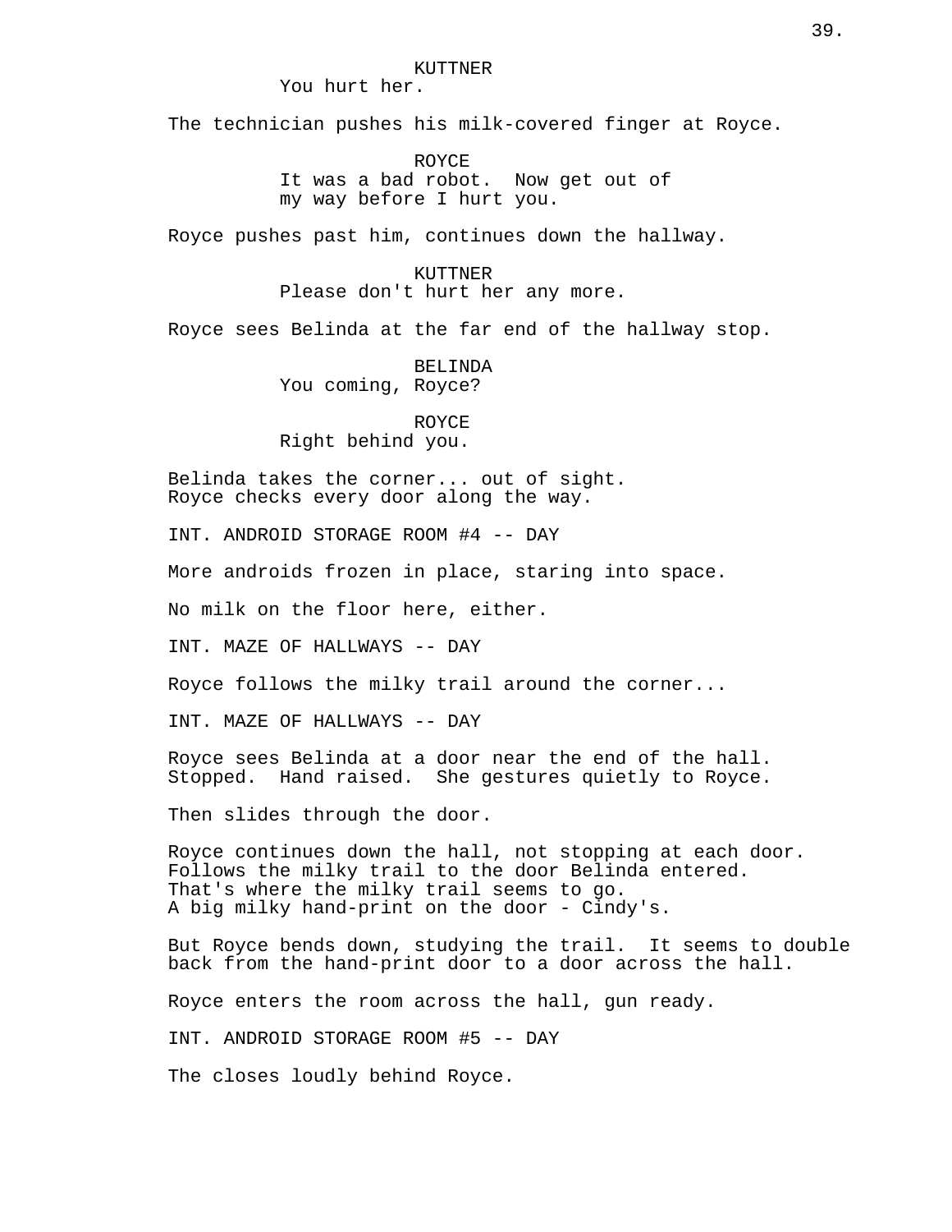KUTTNER
You hurt her.

The technician pushes his milk-covered finger at Royce.

ROYCE
It was a bad robot. Now get out of my way before I hurt you.

Royce pushes past him, continues down the hallway.

KUTTNER
Please don't hurt her any more.

Royce sees Belinda at the far end of the hallway stop.

BELINDA
You coming, Royce?

ROYCE
Right behind you.

Belinda takes the corner... out of sight.
Royce checks every door along the way.

INT. ANDROID STORAGE ROOM #4 -- DAY

More androids frozen in place, staring into space.

No milk on the floor here, either.

INT. MAZE OF HALLWAYS -- DAY

Royce follows the milky trail around the corner...

INT. MAZE OF HALLWAYS -- DAY

Royce sees Belinda at a door near the end of the hall.
Stopped. Hand raised. She gestures quietly to Royce.

Then slides through the door.

Royce continues down the hall, not stopping at each door.
Follows the milky trail to the door Belinda entered.
That's where the milky trail seems to go.
A big milky hand-print on the door - Cindy's.

But Royce bends down, studying the trail. It seems to double back from the hand-print door to a door across the hall.

Royce enters the room across the hall, gun ready.

INT. ANDROID STORAGE ROOM #5 -- DAY

The closes loudly behind Royce.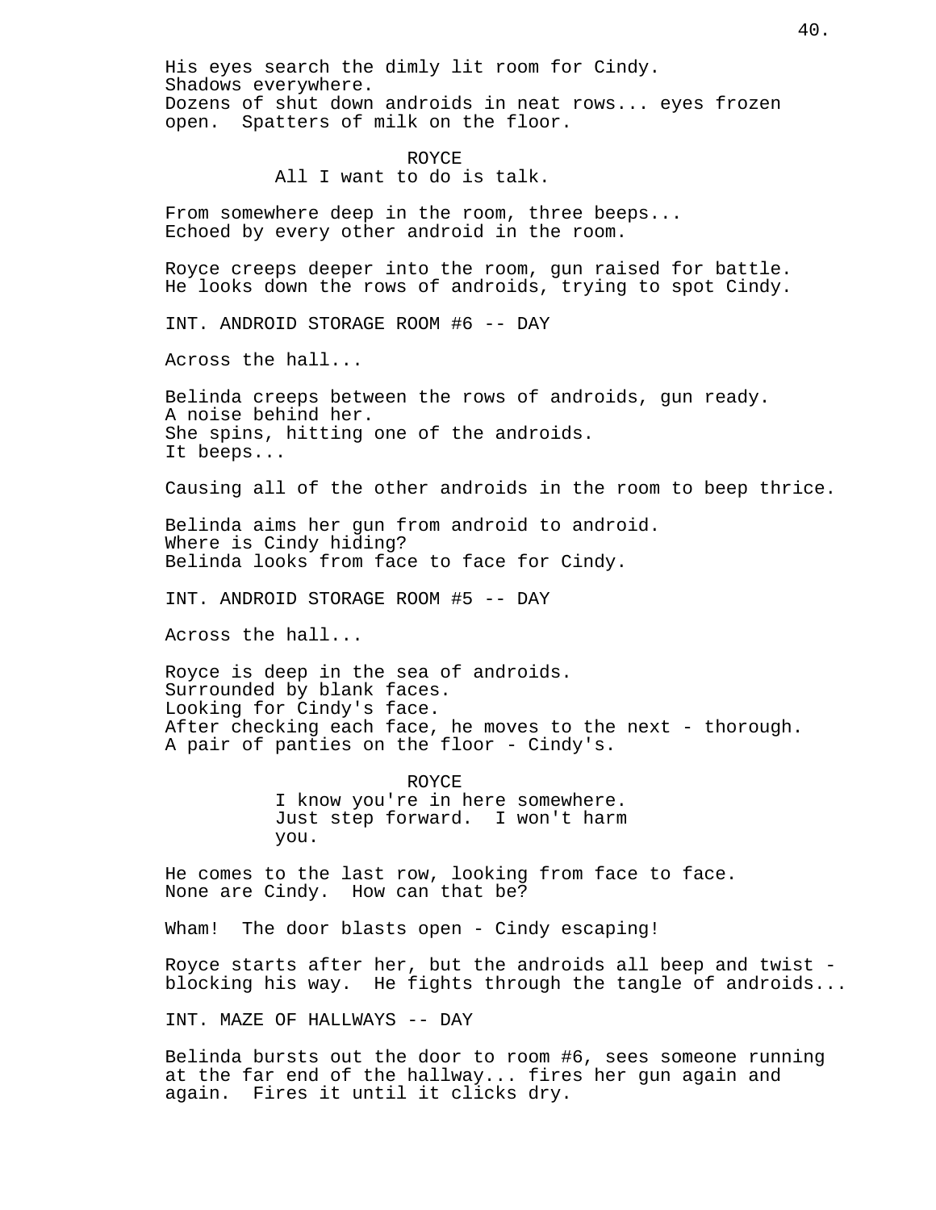His eyes search the dimly lit room for Cindy.
Shadows everywhere.
Dozens of shut down androids in neat rows... eyes frozen open. Spatters of milk on the floor.

ROYCE
All I want to do is talk.

From somewhere deep in the room, three beeps...
Echoed by every other android in the room.

Royce creeps deeper into the room, gun raised for battle.
He looks down the rows of androids, trying to spot Cindy.

INT. ANDROID STORAGE ROOM #6 -- DAY

Across the hall...

Belinda creeps between the rows of androids, gun ready.
A noise behind her.
She spins, hitting one of the androids.
It beeps...

Causing all of the other androids in the room to beep thrice.

Belinda aims her gun from android to android.
Where is Cindy hiding?
Belinda looks from face to face for Cindy.

INT. ANDROID STORAGE ROOM #5 -- DAY

Across the hall...

Royce is deep in the sea of androids.
Surrounded by blank faces.
Looking for Cindy's face.
After checking each face, he moves to the next - thorough.
A pair of panties on the floor - Cindy's.

ROYCE
I know you're in here somewhere.
Just step forward. I won't harm you.

He comes to the last row, looking from face to face.
None are Cindy. How can that be?

Wham! The door blasts open - Cindy escaping!

Royce starts after her, but the androids all beep and twist - blocking his way. He fights through the tangle of androids...

INT. MAZE OF HALLWAYS -- DAY

Belinda bursts out the door to room #6, sees someone running at the far end of the hallway... fires her gun again and again. Fires it until it clicks dry.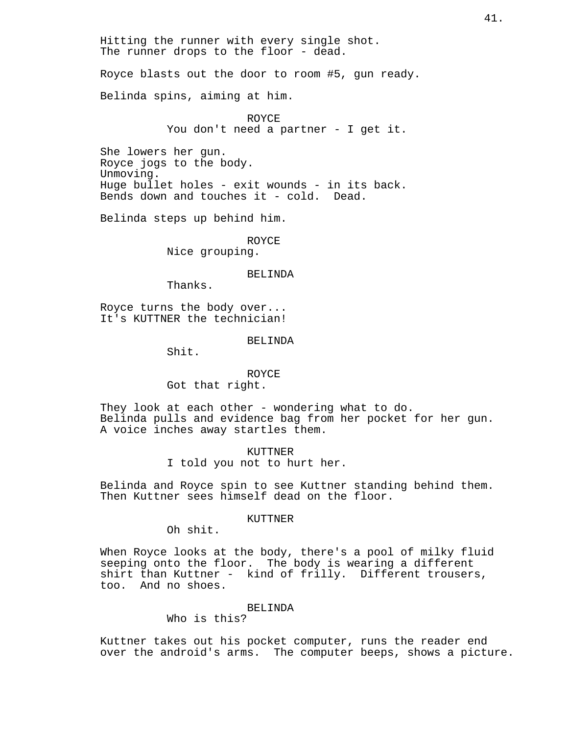Hitting the runner with every single shot.
The runner drops to the floor - dead.

Royce blasts out the door to room #5, gun ready.

Belinda spins, aiming at him.

ROYCE
You don't need a partner - I get it.

She lowers her gun.
Royce jogs to the body.
Unmoving.
Huge bullet holes - exit wounds - in its back.
Bends down and touches it - cold.  Dead.

Belinda steps up behind him.

ROYCE
Nice grouping.

BELINDA
Thanks.

Royce turns the body over...
It's KUTTNER the technician!

BELINDA
Shit.

ROYCE
Got that right.

They look at each other - wondering what to do.
Belinda pulls and evidence bag from her pocket for her gun.
A voice inches away startles them.

KUTTNER
I told you not to hurt her.

Belinda and Royce spin to see Kuttner standing behind them.
Then Kuttner sees himself dead on the floor.

KUTTNER
Oh shit.

When Royce looks at the body, there's a pool of milky fluid seeping onto the floor.  The body is wearing a different shirt than Kuttner -  kind of frilly.  Different trousers, too.  And no shoes.

BELINDA
Who is this?

Kuttner takes out his pocket computer, runs the reader end over the android's arms.  The computer beeps, shows a picture.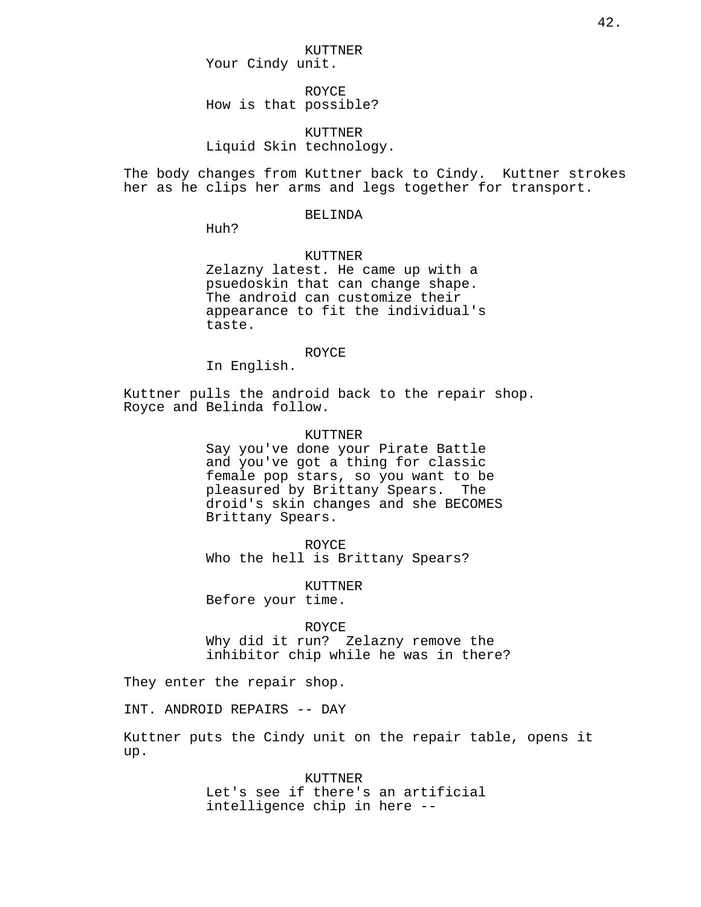KUTTNER
Your Cindy unit.

ROYCE
How is that possible?

KUTTNER
Liquid Skin technology.

The body changes from Kuttner back to Cindy. Kuttner strokes her as he clips her arms and legs together for transport.

BELINDA
Huh?

KUTTNER
Zelazny latest. He came up with a psuedoskin that can change shape. The android can customize their appearance to fit the individual's taste.

ROYCE
In English.

Kuttner pulls the android back to the repair shop. Royce and Belinda follow.

KUTTNER
Say you've done your Pirate Battle and you've got a thing for classic female pop stars, so you want to be pleasured by Brittany Spears. The droid's skin changes and she BECOMES Brittany Spears.

ROYCE
Who the hell is Brittany Spears?

KUTTNER
Before your time.

ROYCE
Why did it run? Zelazny remove the inhibitor chip while he was in there?

They enter the repair shop.

INT. ANDROID REPAIRS -- DAY

Kuttner puts the Cindy unit on the repair table, opens it up.

KUTTNER
Let's see if there's an artificial intelligence chip in here --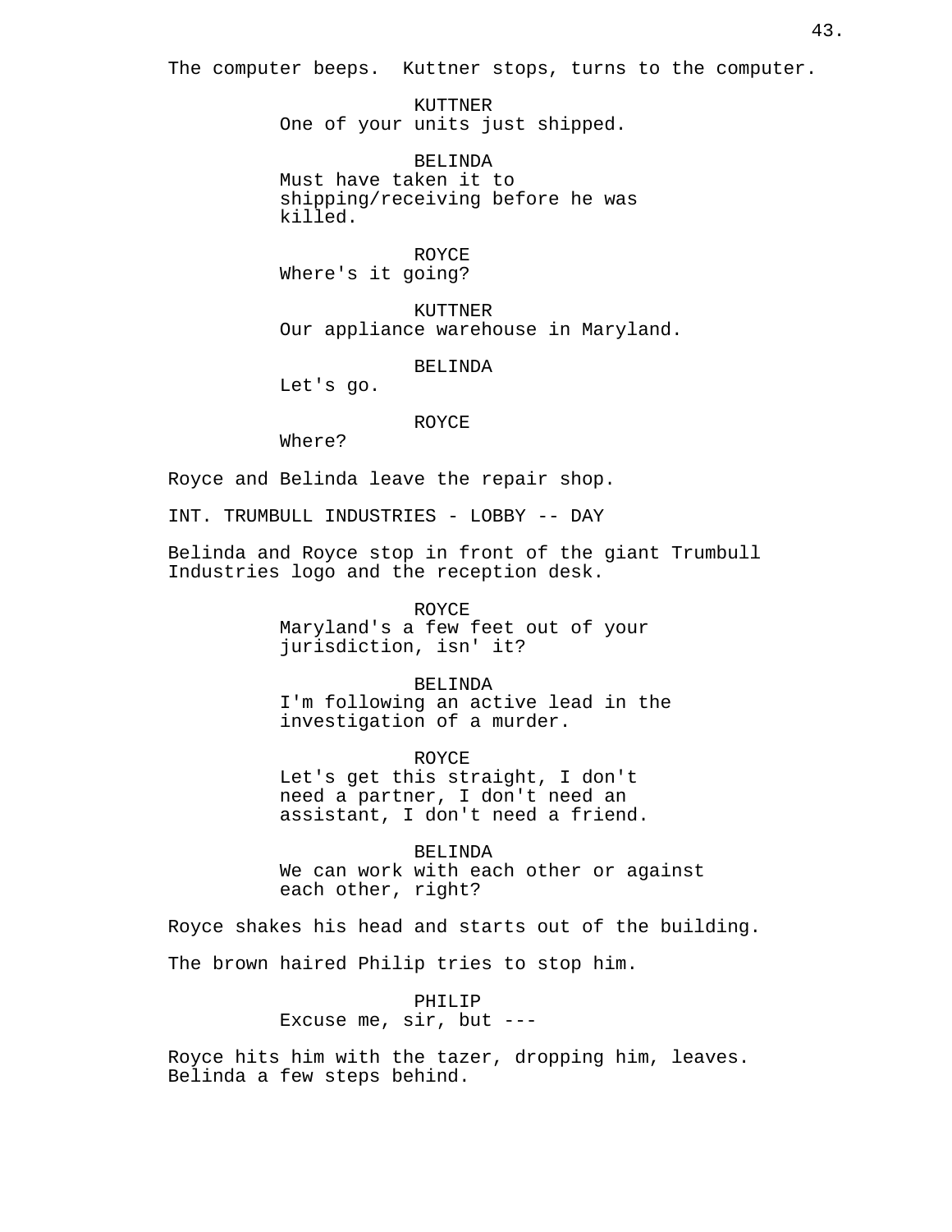The computer beeps. Kuttner stops, turns to the computer.

KUTTNER
One of your units just shipped.

BELINDA
Must have taken it to shipping/receiving before he was killed.

ROYCE
Where's it going?

KUTTNER
Our appliance warehouse in Maryland.

BELINDA
Let's go.

ROYCE
Where?

Royce and Belinda leave the repair shop.

INT. TRUMBULL INDUSTRIES - LOBBY -- DAY

Belinda and Royce stop in front of the giant Trumbull Industries logo and the reception desk.

ROYCE
Maryland's a few feet out of your jurisdiction, isn' it?

BELINDA
I'm following an active lead in the investigation of a murder.

ROYCE
Let's get this straight, I don't need a partner, I don't need an assistant, I don't need a friend.

BELINDA
We can work with each other or against each other, right?

Royce shakes his head and starts out of the building.

The brown haired Philip tries to stop him.

PHILIP
Excuse me, sir, but ---

Royce hits him with the tazer, dropping him, leaves. Belinda a few steps behind.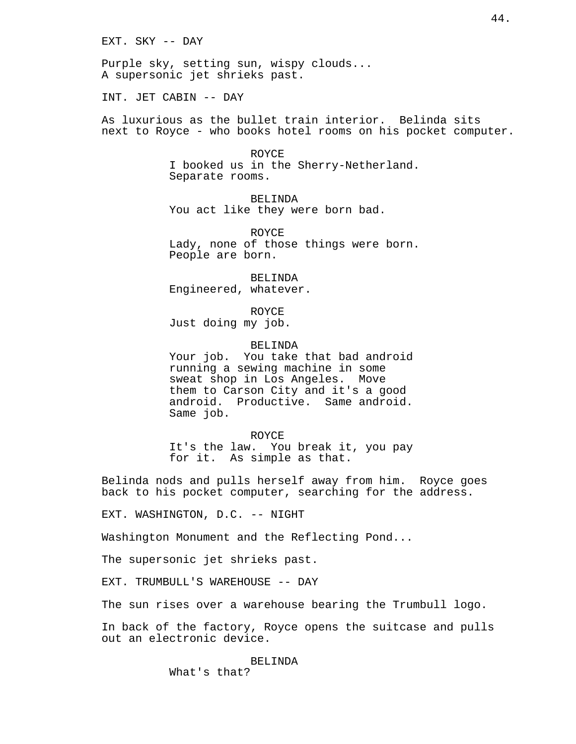EXT. SKY -- DAY

Purple sky, setting sun, wispy clouds...
A supersonic jet shrieks past.

INT. JET CABIN -- DAY

As luxurious as the bullet train interior. Belinda sits next to Royce - who books hotel rooms on his pocket computer.

ROYCE
I booked us in the Sherry-Netherland. Separate rooms.

BELINDA
You act like they were born bad.

ROYCE
Lady, none of those things were born. People are born.

BELINDA
Engineered, whatever.

ROYCE
Just doing my job.

BELINDA
Your job. You take that bad android running a sewing machine in some sweat shop in Los Angeles. Move them to Carson City and it's a good android. Productive. Same android. Same job.

ROYCE
It's the law. You break it, you pay for it. As simple as that.

Belinda nods and pulls herself away from him. Royce goes back to his pocket computer, searching for the address.

EXT. WASHINGTON, D.C. -- NIGHT

Washington Monument and the Reflecting Pond...

The supersonic jet shrieks past.

EXT. TRUMBULL'S WAREHOUSE -- DAY

The sun rises over a warehouse bearing the Trumbull logo.

In back of the factory, Royce opens the suitcase and pulls out an electronic device.

BELINDA
What's that?